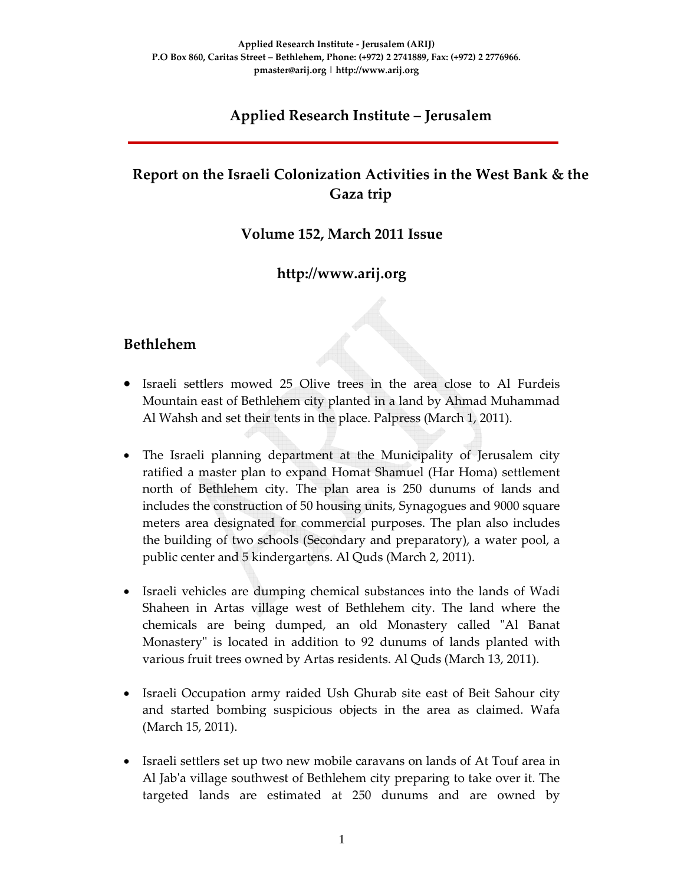**Applied Research Institute - Jerusalem (ARIJ)**
**P.O Box 860, Caritas Street – Bethlehem, Phone: (+972) 2 2741889, Fax: (+972) 2 2776966.**
**pmaster@arij.org | http://www.arij.org**

# Applied Research Institute – Jerusalem

## Report on the Israeli Colonization Activities in the West Bank & the Gaza trip

### Volume 152, March 2011 Issue

### http://www.arij.org

## Bethlehem

- Israeli settlers mowed 25 Olive trees in the area close to Al Furdeis Mountain east of Bethlehem city planted in a land by Ahmad Muhammad Al Wahsh and set their tents in the place. Palpress (March 1, 2011).

- The Israeli planning department at the Municipality of Jerusalem city ratified a master plan to expand Homat Shamuel (Har Homa) settlement north of Bethlehem city. The plan area is 250 dunums of lands and includes the construction of 50 housing units, Synagogues and 9000 square meters area designated for commercial purposes. The plan also includes the building of two schools (Secondary and preparatory), a water pool, a public center and 5 kindergartens. Al Quds (March 2, 2011).

- Israeli vehicles are dumping chemical substances into the lands of Wadi Shaheen in Artas village west of Bethlehem city. The land where the chemicals are being dumped, an old Monastery called "Al Banat Monastery" is located in addition to 92 dunums of lands planted with various fruit trees owned by Artas residents. Al Quds (March 13, 2011).

- Israeli Occupation army raided Ush Ghurab site east of Beit Sahour city and started bombing suspicious objects in the area as claimed. Wafa (March 15, 2011).

- Israeli settlers set up two new mobile caravans on lands of At Touf area in Al Jab'a village southwest of Bethlehem city preparing to take over it. The targeted lands are estimated at 250 dunums and are owned by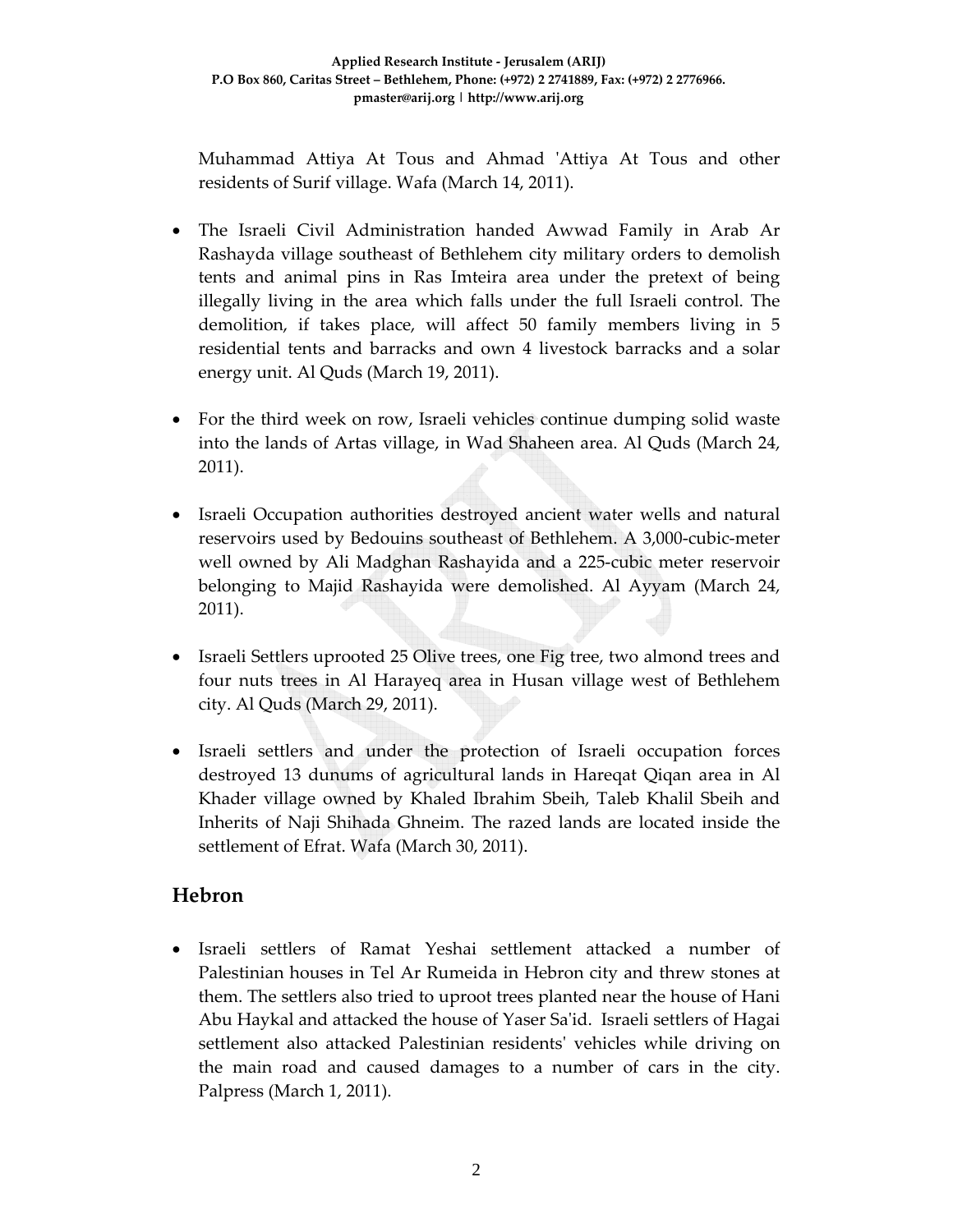Muhammad Attiya At Tous and Ahmad 'Attiya At Tous and other residents of Surif village. Wafa (March 14, 2011).

- The Israeli Civil Administration handed Awwad Family in Arab Ar Rashayda village southeast of Bethlehem city military orders to demolish tents and animal pins in Ras Imteira area under the pretext of being illegally living in the area which falls under the full Israeli control. The demolition, if takes place, will affect 50 family members living in 5 residential tents and barracks and own 4 livestock barracks and a solar energy unit. Al Quds (March 19, 2011).

- For the third week on row, Israeli vehicles continue dumping solid waste into the lands of Artas village, in Wad Shaheen area. Al Quds (March 24, 2011).

- Israeli Occupation authorities destroyed ancient water wells and natural reservoirs used by Bedouins southeast of Bethlehem. A 3,000-cubic-meter well owned by Ali Madghan Rashayida and a 225-cubic meter reservoir belonging to Majid Rashayida were demolished. Al Ayyam (March 24, 2011).

- Israeli Settlers uprooted 25 Olive trees, one Fig tree, two almond trees and four nuts trees in Al Harayeq area in Husan village west of Bethlehem city. Al Quds (March 29, 2011).

- Israeli settlers and under the protection of Israeli occupation forces destroyed 13 dunums of agricultural lands in Hareqat Qiqan area in Al Khader village owned by Khaled Ibrahim Sbeih, Taleb Khalil Sbeih and Inherits of Naji Shihada Ghneim. The razed lands are located inside the settlement of Efrat. Wafa (March 30, 2011).

## Hebron

- Israeli settlers of Ramat Yeshai settlement attacked a number of Palestinian houses in Tel Ar Rumeida in Hebron city and threw stones at them. The settlers also tried to uproot trees planted near the house of Hani Abu Haykal and attacked the house of Yaser Sa'id. Israeli settlers of Hagai settlement also attacked Palestinian residents' vehicles while driving on the main road and caused damages to a number of cars in the city. Palpress (March 1, 2011).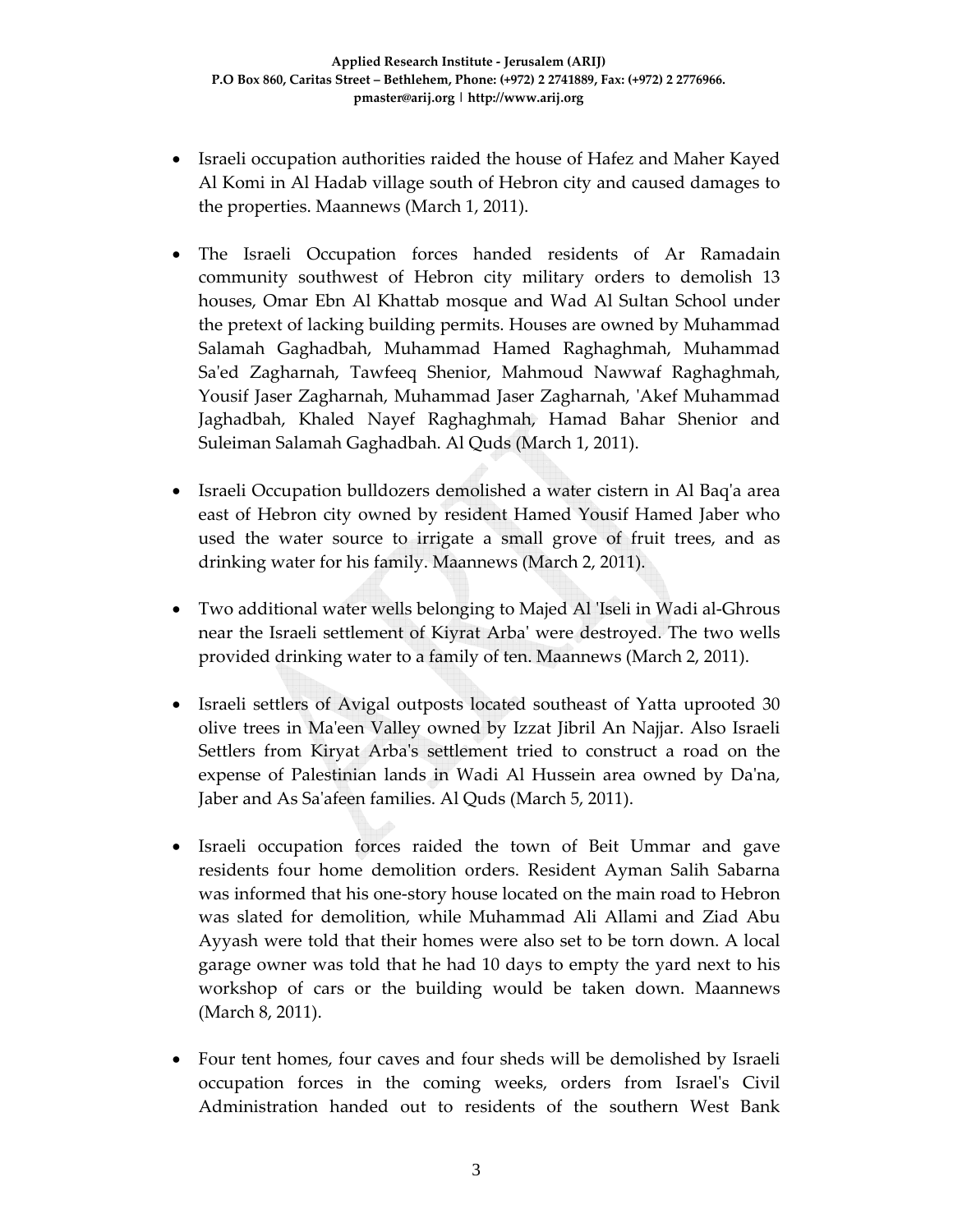- Israeli occupation authorities raided the house of Hafez and Maher Kayed Al Komi in Al Hadab village south of Hebron city and caused damages to the properties. Maannews (March 1, 2011).

- The Israeli Occupation forces handed residents of Ar Ramadain community southwest of Hebron city military orders to demolish 13 houses, Omar Ebn Al Khattab mosque and Wad Al Sultan School under the pretext of lacking building permits. Houses are owned by Muhammad Salamah Gaghadbah, Muhammad Hamed Raghaghmah, Muhammad Sa'ed Zagharnah, Tawfeeq Shenior, Mahmoud Nawwaf Raghaghmah, Yousif Jaser Zagharnah, Muhammad Jaser Zagharnah, 'Akef Muhammad Jaghadbah, Khaled Nayef Raghaghmah, Hamad Bahar Shenior and Suleiman Salamah Gaghadbah. Al Quds (March 1, 2011).

- Israeli Occupation bulldozers demolished a water cistern in Al Baq'a area east of Hebron city owned by resident Hamed Yousif Hamed Jaber who used the water source to irrigate a small grove of fruit trees, and as drinking water for his family. Maannews (March 2, 2011).

- Two additional water wells belonging to Majed Al 'Iseli in Wadi al-Ghrous near the Israeli settlement of Kiyrat Arba' were destroyed. The two wells provided drinking water to a family of ten. Maannews (March 2, 2011).

- Israeli settlers of Avigal outposts located southeast of Yatta uprooted 30 olive trees in Ma'een Valley owned by Izzat Jibril An Najjar. Also Israeli Settlers from Kiryat Arba's settlement tried to construct a road on the expense of Palestinian lands in Wadi Al Hussein area owned by Da'na, Jaber and As Sa'afeen families. Al Quds (March 5, 2011).

- Israeli occupation forces raided the town of Beit Ummar and gave residents four home demolition orders. Resident Ayman Salih Sabarna was informed that his one-story house located on the main road to Hebron was slated for demolition, while Muhammad Ali Allami and Ziad Abu Ayyash were told that their homes were also set to be torn down. A local garage owner was told that he had 10 days to empty the yard next to his workshop of cars or the building would be taken down. Maannews (March 8, 2011).

- Four tent homes, four caves and four sheds will be demolished by Israeli occupation forces in the coming weeks, orders from Israel's Civil Administration handed out to residents of the southern West Bank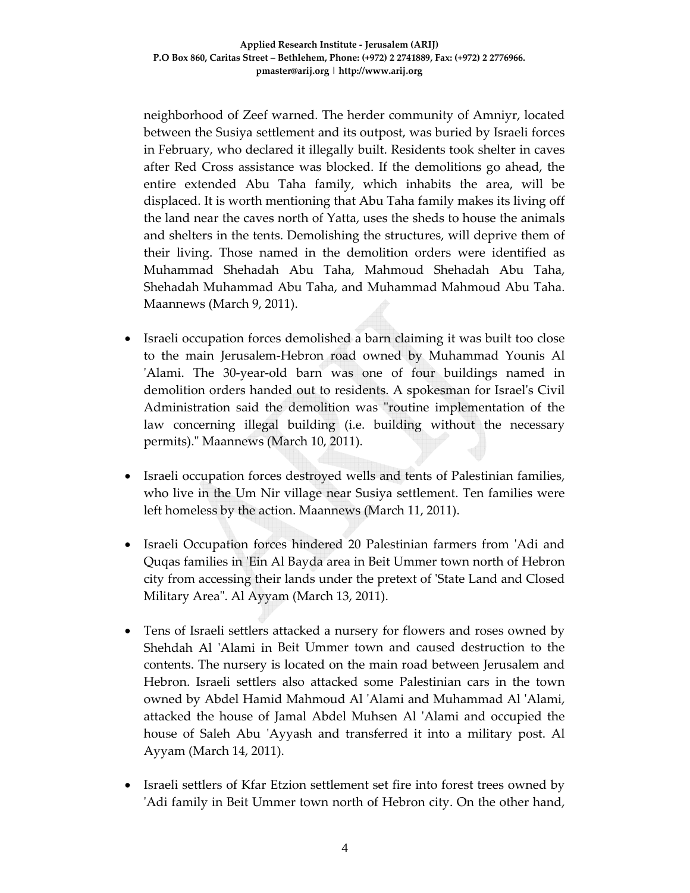neighborhood of Zeef warned. The herder community of Amniyr, located between the Susiya settlement and its outpost, was buried by Israeli forces in February, who declared it illegally built. Residents took shelter in caves after Red Cross assistance was blocked. If the demolitions go ahead, the entire extended Abu Taha family, which inhabits the area, will be displaced. It is worth mentioning that Abu Taha family makes its living off the land near the caves north of Yatta, uses the sheds to house the animals and shelters in the tents. Demolishing the structures, will deprive them of their living. Those named in the demolition orders were identified as Muhammad Shehadah Abu Taha, Mahmoud Shehadah Abu Taha, Shehadah Muhammad Abu Taha, and Muhammad Mahmoud Abu Taha. Maannews (March 9, 2011).

- Israeli occupation forces demolished a barn claiming it was built too close to the main Jerusalem-Hebron road owned by Muhammad Younis Al 'Alami. The 30-year-old barn was one of four buildings named in demolition orders handed out to residents. A spokesman for Israel's Civil Administration said the demolition was "routine implementation of the law concerning illegal building (i.e. building without the necessary permits)." Maannews (March 10, 2011).

- Israeli occupation forces destroyed wells and tents of Palestinian families, who live in the Um Nir village near Susiya settlement. Ten families were left homeless by the action. Maannews (March 11, 2011).

- Israeli Occupation forces hindered 20 Palestinian farmers from 'Adi and Quqas families in 'Ein Al Bayda area in Beit Ummer town north of Hebron city from accessing their lands under the pretext of 'State Land and Closed Military Area". Al Ayyam (March 13, 2011).

- Tens of Israeli settlers attacked a nursery for flowers and roses owned by Shehdah Al 'Alami in Beit Ummer town and caused destruction to the contents. The nursery is located on the main road between Jerusalem and Hebron. Israeli settlers also attacked some Palestinian cars in the town owned by Abdel Hamid Mahmoud Al 'Alami and Muhammad Al 'Alami, attacked the house of Jamal Abdel Muhsen Al 'Alami and occupied the house of Saleh Abu 'Ayyash and transferred it into a military post. Al Ayyam (March 14, 2011).

- Israeli settlers of Kfar Etzion settlement set fire into forest trees owned by 'Adi family in Beit Ummer town north of Hebron city. On the other hand,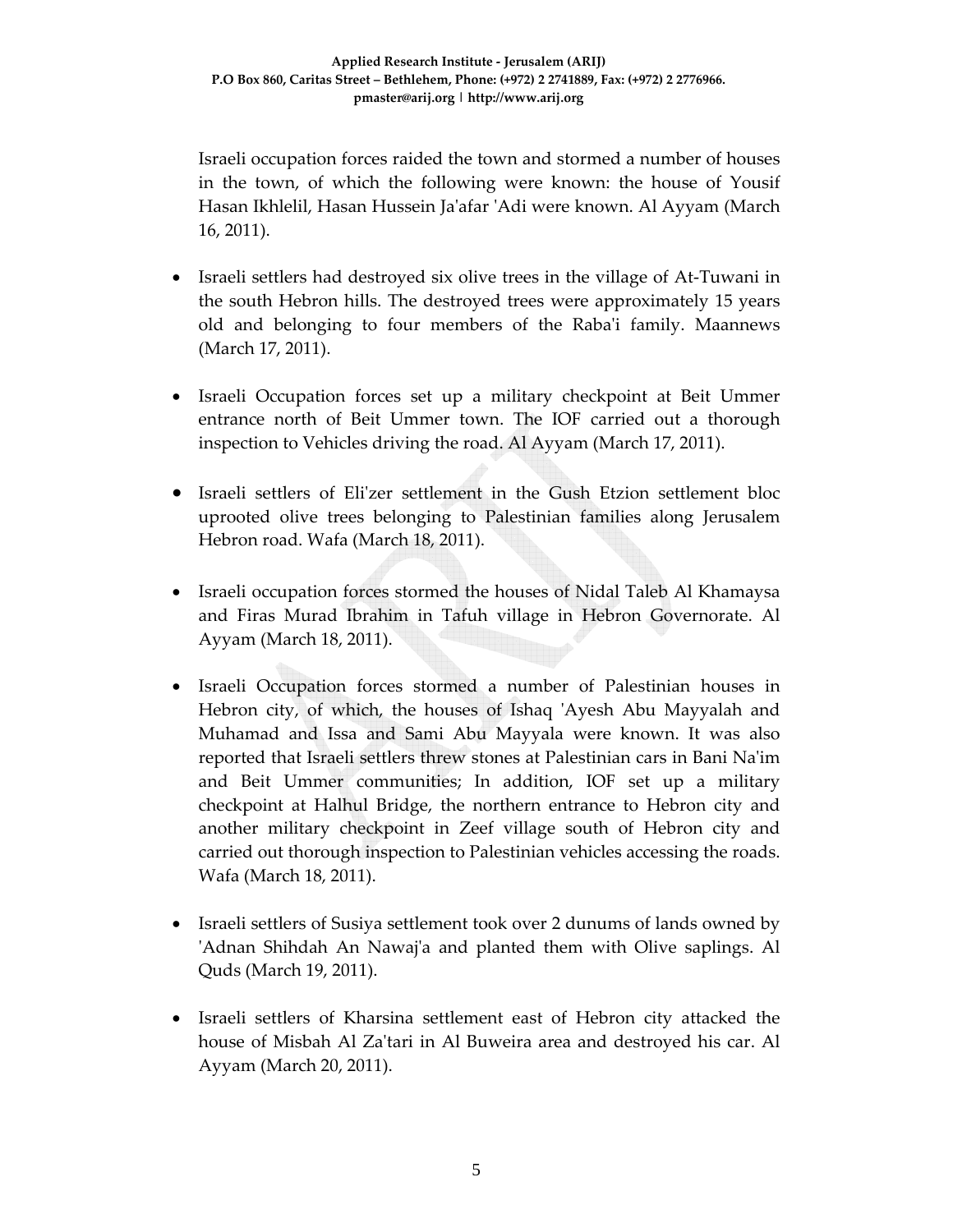Israeli occupation forces raided the town and stormed a number of houses in the town, of which the following were known: the house of Yousif Hasan Ikhlelil, Hasan Hussein Ja'afar 'Adi were known. Al Ayyam (March 16, 2011).

- Israeli settlers had destroyed six olive trees in the village of At-Tuwani in the south Hebron hills. The destroyed trees were approximately 15 years old and belonging to four members of the Raba'i family. Maannews (March 17, 2011).
- Israeli Occupation forces set up a military checkpoint at Beit Ummer entrance north of Beit Ummer town. The IOF carried out a thorough inspection to Vehicles driving the road. Al Ayyam (March 17, 2011).
- Israeli settlers of Eli'zer settlement in the Gush Etzion settlement bloc uprooted olive trees belonging to Palestinian families along Jerusalem Hebron road. Wafa (March 18, 2011).
- Israeli occupation forces stormed the houses of Nidal Taleb Al Khamaysa and Firas Murad Ibrahim in Tafuh village in Hebron Governorate. Al Ayyam (March 18, 2011).
- Israeli Occupation forces stormed a number of Palestinian houses in Hebron city, of which, the houses of Ishaq 'Ayesh Abu Mayyalah and Muhamad and Issa and Sami Abu Mayyala were known. It was also reported that Israeli settlers threw stones at Palestinian cars in Bani Na'im and Beit Ummer communities; In addition, IOF set up a military checkpoint at Halhul Bridge, the northern entrance to Hebron city and another military checkpoint in Zeef village south of Hebron city and carried out thorough inspection to Palestinian vehicles accessing the roads. Wafa (March 18, 2011).
- Israeli settlers of Susiya settlement took over 2 dunums of lands owned by 'Adnan Shihdah An Nawaj'a and planted them with Olive saplings. Al Quds (March 19, 2011).
- Israeli settlers of Kharsina settlement east of Hebron city attacked the house of Misbah Al Za'tari in Al Buweira area and destroyed his car. Al Ayyam (March 20, 2011).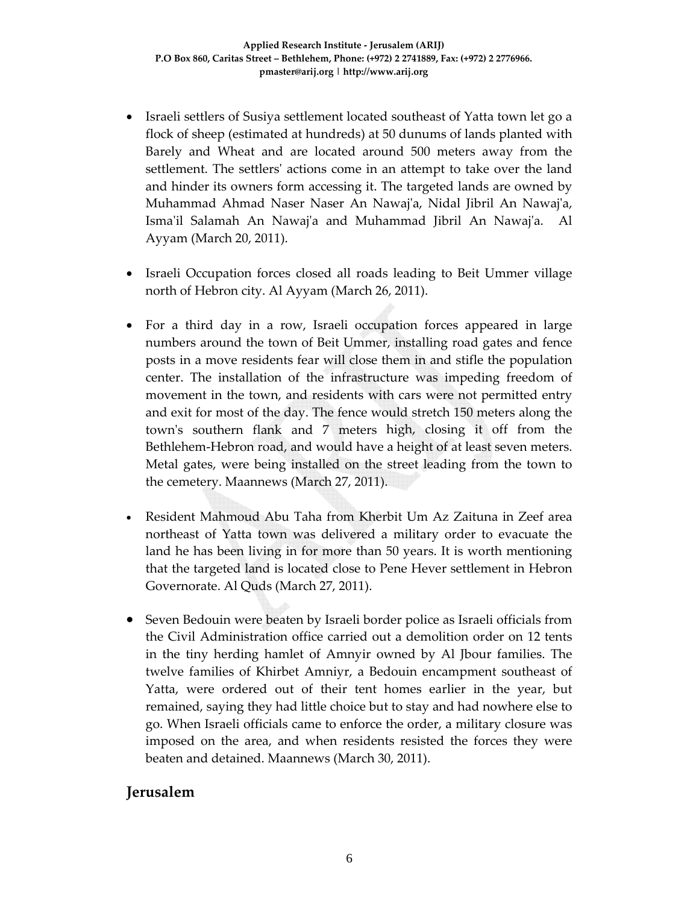- Israeli settlers of Susiya settlement located southeast of Yatta town let go a flock of sheep (estimated at hundreds) at 50 dunums of lands planted with Barely and Wheat and are located around 500 meters away from the settlement. The settlers' actions come in an attempt to take over the land and hinder its owners form accessing it. The targeted lands are owned by Muhammad Ahmad Naser Naser An Nawaj'a, Nidal Jibril An Nawaj'a, Isma'il Salamah An Nawaj'a and Muhammad Jibril An Nawaj'a. Al Ayyam (March 20, 2011).

- Israeli Occupation forces closed all roads leading to Beit Ummer village north of Hebron city. Al Ayyam (March 26, 2011).

- For a third day in a row, Israeli occupation forces appeared in large numbers around the town of Beit Ummer, installing road gates and fence posts in a move residents fear will close them in and stifle the population center. The installation of the infrastructure was impeding freedom of movement in the town, and residents with cars were not permitted entry and exit for most of the day. The fence would stretch 150 meters along the town's southern flank and 7 meters high, closing it off from the Bethlehem-Hebron road, and would have a height of at least seven meters. Metal gates, were being installed on the street leading from the town to the cemetery. Maannews (March 27, 2011).

- Resident Mahmoud Abu Taha from Kherbit Um Az Zaituna in Zeef area northeast of Yatta town was delivered a military order to evacuate the land he has been living in for more than 50 years. It is worth mentioning that the targeted land is located close to Pene Hever settlement in Hebron Governorate. Al Quds (March 27, 2011).

- Seven Bedouin were beaten by Israeli border police as Israeli officials from the Civil Administration office carried out a demolition order on 12 tents in the tiny herding hamlet of Amnyir owned by Al Jbour families. The twelve families of Khirbet Amniyr, a Bedouin encampment southeast of Yatta, were ordered out of their tent homes earlier in the year, but remained, saying they had little choice but to stay and had nowhere else to go. When Israeli officials came to enforce the order, a military closure was imposed on the area, and when residents resisted the forces they were beaten and detained. Maannews (March 30, 2011).

## Jerusalem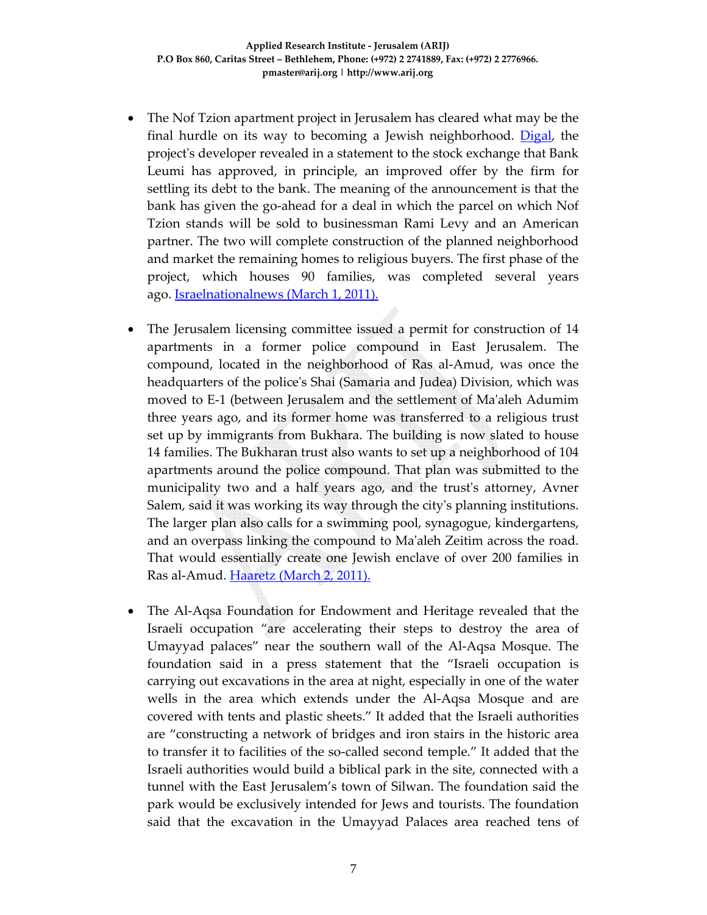- The Nof Tzion apartment project in Jerusalem has cleared what may be the final hurdle on its way to becoming a Jewish neighborhood. Digal, the project's developer revealed in a statement to the stock exchange that Bank Leumi has approved, in principle, an improved offer by the firm for settling its debt to the bank. The meaning of the announcement is that the bank has given the go-ahead for a deal in which the parcel on which Nof Tzion stands will be sold to businessman Rami Levy and an American partner. The two will complete construction of the planned neighborhood and market the remaining homes to religious buyers. The first phase of the project, which houses 90 families, was completed several years ago. Israelnationalnews (March 1, 2011).

- The Jerusalem licensing committee issued a permit for construction of 14 apartments in a former police compound in East Jerusalem. The compound, located in the neighborhood of Ras al-Amud, was once the headquarters of the police's Shai (Samaria and Judea) Division, which was moved to E-1 (between Jerusalem and the settlement of Ma'aleh Adumim three years ago, and its former home was transferred to a religious trust set up by immigrants from Bukhara. The building is now slated to house 14 families. The Bukharan trust also wants to set up a neighborhood of 104 apartments around the police compound. That plan was submitted to the municipality two and a half years ago, and the trust's attorney, Avner Salem, said it was working its way through the city's planning institutions. The larger plan also calls for a swimming pool, synagogue, kindergartens, and an overpass linking the compound to Ma'aleh Zeitim across the road. That would essentially create one Jewish enclave of over 200 families in Ras al-Amud. Haaretz (March 2, 2011).

- The Al-Aqsa Foundation for Endowment and Heritage revealed that the Israeli occupation "are accelerating their steps to destroy the area of Umayyad palaces" near the southern wall of the Al-Aqsa Mosque. The foundation said in a press statement that the "Israeli occupation is carrying out excavations in the area at night, especially in one of the water wells in the area which extends under the Al-Aqsa Mosque and are covered with tents and plastic sheets." It added that the Israeli authorities are "constructing a network of bridges and iron stairs in the historic area to transfer it to facilities of the so-called second temple." It added that the Israeli authorities would build a biblical park in the site, connected with a tunnel with the East Jerusalem's town of Silwan. The foundation said the park would be exclusively intended for Jews and tourists. The foundation said that the excavation in the Umayyad Palaces area reached tens of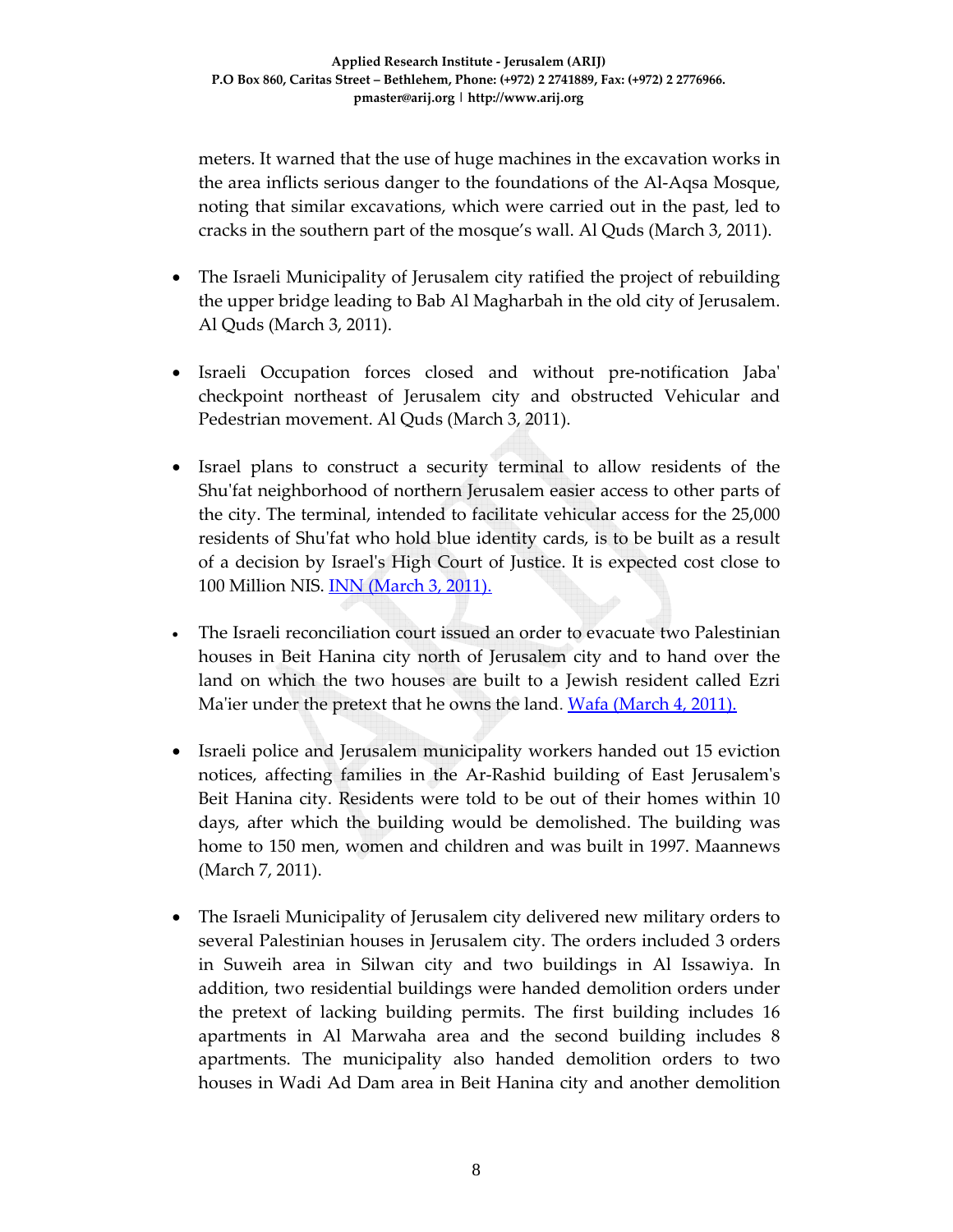meters. It warned that the use of huge machines in the excavation works in the area inflicts serious danger to the foundations of the Al-Aqsa Mosque, noting that similar excavations, which were carried out in the past, led to cracks in the southern part of the mosque's wall. Al Quds (March 3, 2011).

- The Israeli Municipality of Jerusalem city ratified the project of rebuilding the upper bridge leading to Bab Al Magharbah in the old city of Jerusalem. Al Quds (March 3, 2011).

- Israeli Occupation forces closed and without pre-notification Jaba' checkpoint northeast of Jerusalem city and obstructed Vehicular and Pedestrian movement. Al Quds (March 3, 2011).

- Israel plans to construct a security terminal to allow residents of the Shu'fat neighborhood of northern Jerusalem easier access to other parts of the city. The terminal, intended to facilitate vehicular access for the 25,000 residents of Shu'fat who hold blue identity cards, is to be built as a result of a decision by Israel's High Court of Justice. It is expected cost close to 100 Million NIS. [INN (March 3, 2011).]()

- The Israeli reconciliation court issued an order to evacuate two Palestinian houses in Beit Hanina city north of Jerusalem city and to hand over the land on which the two houses are built to a Jewish resident called Ezri Ma'ier under the pretext that he owns the land. [Wafa (March 4, 2011).]()

- Israeli police and Jerusalem municipality workers handed out 15 eviction notices, affecting families in the Ar-Rashid building of East Jerusalem's Beit Hanina city. Residents were told to be out of their homes within 10 days, after which the building would be demolished. The building was home to 150 men, women and children and was built in 1997. Maannews (March 7, 2011).

- The Israeli Municipality of Jerusalem city delivered new military orders to several Palestinian houses in Jerusalem city. The orders included 3 orders in Suweih area in Silwan city and two buildings in Al Issawiya. In addition, two residential buildings were handed demolition orders under the pretext of lacking building permits. The first building includes 16 apartments in Al Marwaha area and the second building includes 8 apartments. The municipality also handed demolition orders to two houses in Wadi Ad Dam area in Beit Hanina city and another demolition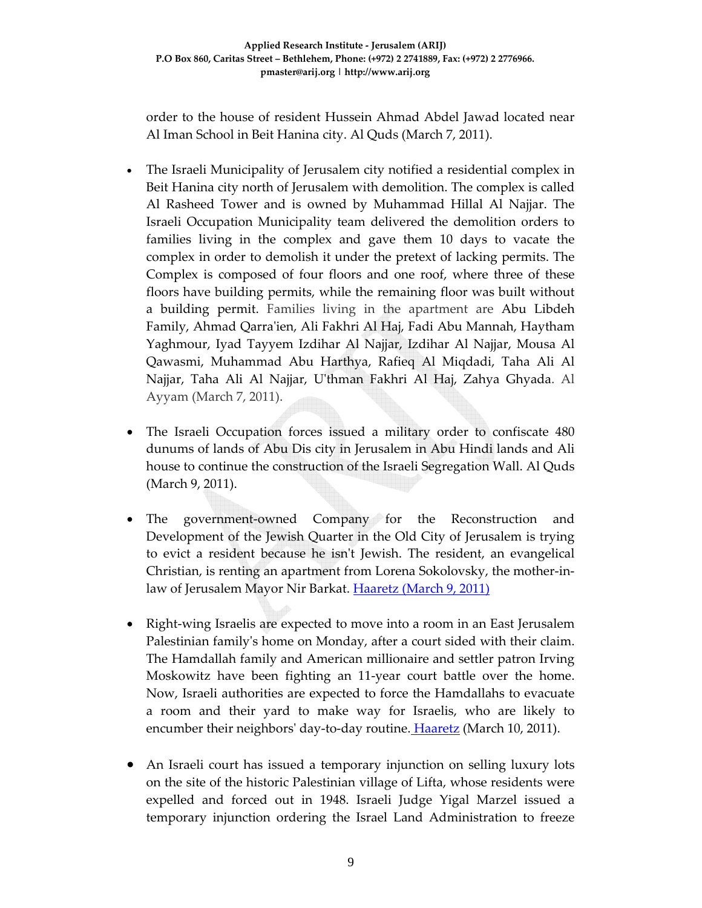order to the house of resident Hussein Ahmad Abdel Jawad located near Al Iman School in Beit Hanina city. Al Quds (March 7, 2011).

- The Israeli Municipality of Jerusalem city notified a residential complex in Beit Hanina city north of Jerusalem with demolition. The complex is called Al Rasheed Tower and is owned by Muhammad Hillal Al Najjar. The Israeli Occupation Municipality team delivered the demolition orders to families living in the complex and gave them 10 days to vacate the complex in order to demolish it under the pretext of lacking permits. The Complex is composed of four floors and one roof, where three of these floors have building permits, while the remaining floor was built without a building permit. Families living in the apartment are Abu Libdeh Family, Ahmad Qarra'ien, Ali Fakhri Al Haj, Fadi Abu Mannah, Haytham Yaghmour, Iyad Tayyem Izdihar Al Najjar, Izdihar Al Najjar, Mousa Al Qawasmi, Muhammad Abu Harthya, Rafieq Al Miqdadi, Taha Ali Al Najjar, Taha Ali Al Najjar, U'thman Fakhri Al Haj, Zahya Ghyada. Al Ayyam (March 7, 2011).

- The Israeli Occupation forces issued a military order to confiscate 480 dunums of lands of Abu Dis city in Jerusalem in Abu Hindi lands and Ali house to continue the construction of the Israeli Segregation Wall. Al Quds (March 9, 2011).

- The government-owned Company for the Reconstruction and Development of the Jewish Quarter in the Old City of Jerusalem is trying to evict a resident because he isn't Jewish. The resident, an evangelical Christian, is renting an apartment from Lorena Sokolovsky, the mother-in-law of Jerusalem Mayor Nir Barkat. Haaretz (March 9, 2011)

- Right-wing Israelis are expected to move into a room in an East Jerusalem Palestinian family's home on Monday, after a court sided with their claim. The Hamdallah family and American millionaire and settler patron Irving Moskowitz have been fighting an 11-year court battle over the home. Now, Israeli authorities are expected to force the Hamdallahs to evacuate a room and their yard to make way for Israelis, who are likely to encumber their neighbors' day-to-day routine. Haaretz (March 10, 2011).

- An Israeli court has issued a temporary injunction on selling luxury lots on the site of the historic Palestinian village of Lifta, whose residents were expelled and forced out in 1948. Israeli Judge Yigal Marzel issued a temporary injunction ordering the Israel Land Administration to freeze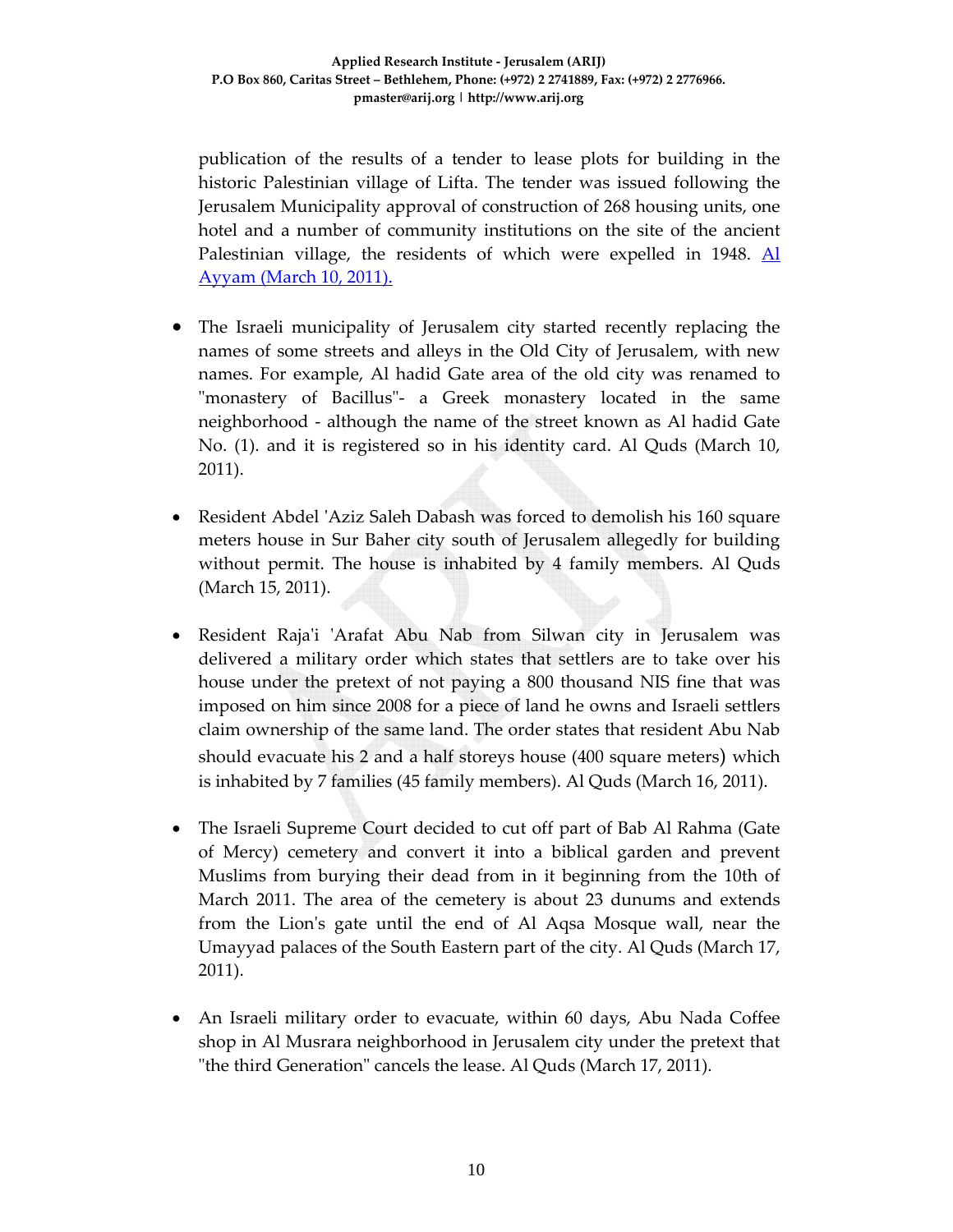publication of the results of a tender to lease plots for building in the historic Palestinian village of Lifta. The tender was issued following the Jerusalem Municipality approval of construction of 268 housing units, one hotel and a number of community institutions on the site of the ancient Palestinian village, the residents of which were expelled in 1948. [Al Ayyam (March 10, 2011).]()

- The Israeli municipality of Jerusalem city started recently replacing the names of some streets and alleys in the Old City of Jerusalem, with new names. For example, Al hadid Gate area of the old city was renamed to "monastery of Bacillus"- a Greek monastery located in the same neighborhood - although the name of the street known as Al hadid Gate No. (1). and it is registered so in his identity card. Al Quds (March 10, 2011).

- Resident Abdel 'Aziz Saleh Dabash was forced to demolish his 160 square meters house in Sur Baher city south of Jerusalem allegedly for building without permit. The house is inhabited by 4 family members. Al Quds (March 15, 2011).

- Resident Raja'i 'Arafat Abu Nab from Silwan city in Jerusalem was delivered a military order which states that settlers are to take over his house under the pretext of not paying a 800 thousand NIS fine that was imposed on him since 2008 for a piece of land he owns and Israeli settlers claim ownership of the same land. The order states that resident Abu Nab should evacuate his 2 and a half storeys house (400 square meters) which is inhabited by 7 families (45 family members). Al Quds (March 16, 2011).

- The Israeli Supreme Court decided to cut off part of Bab Al Rahma (Gate of Mercy) cemetery and convert it into a biblical garden and prevent Muslims from burying their dead from in it beginning from the 10th of March 2011. The area of the cemetery is about 23 dunums and extends from the Lion's gate until the end of Al Aqsa Mosque wall, near the Umayyad palaces of the South Eastern part of the city. Al Quds (March 17, 2011).

- An Israeli military order to evacuate, within 60 days, Abu Nada Coffee shop in Al Musrara neighborhood in Jerusalem city under the pretext that "the third Generation" cancels the lease. Al Quds (March 17, 2011).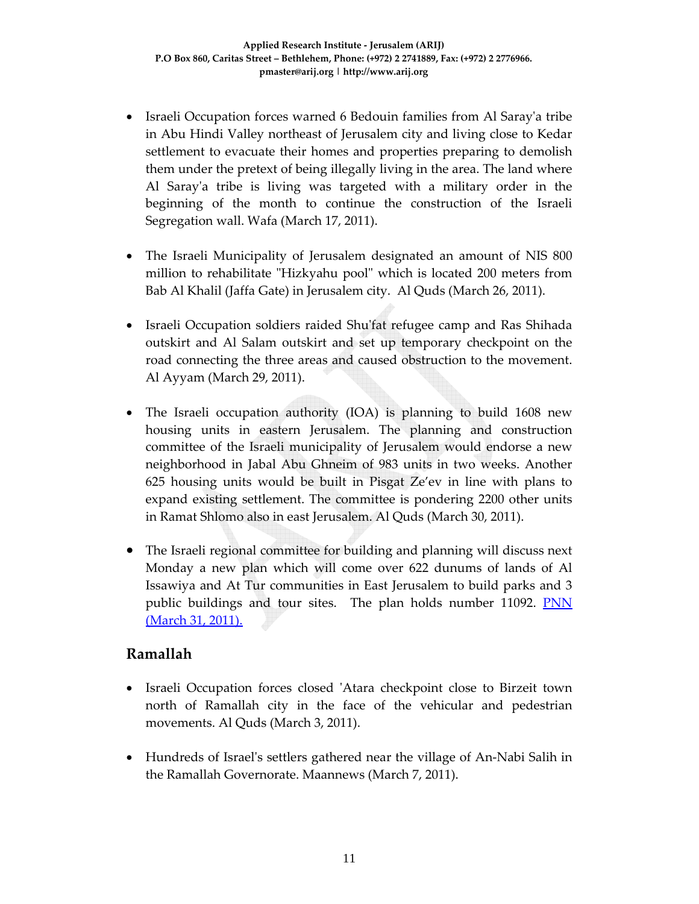- Israeli Occupation forces warned 6 Bedouin families from Al Saray'a tribe in Abu Hindi Valley northeast of Jerusalem city and living close to Kedar settlement to evacuate their homes and properties preparing to demolish them under the pretext of being illegally living in the area. The land where Al Saray'a tribe is living was targeted with a military order in the beginning of the month to continue the construction of the Israeli Segregation wall. Wafa (March 17, 2011).

- The Israeli Municipality of Jerusalem designated an amount of NIS 800 million to rehabilitate "Hizkyahu pool" which is located 200 meters from Bab Al Khalil (Jaffa Gate) in Jerusalem city. Al Quds (March 26, 2011).

- Israeli Occupation soldiers raided Shu'fat refugee camp and Ras Shihada outskirt and Al Salam outskirt and set up temporary checkpoint on the road connecting the three areas and caused obstruction to the movement. Al Ayyam (March 29, 2011).

- The Israeli occupation authority (IOA) is planning to build 1608 new housing units in eastern Jerusalem. The planning and construction committee of the Israeli municipality of Jerusalem would endorse a new neighborhood in Jabal Abu Ghneim of 983 units in two weeks. Another 625 housing units would be built in Pisgat Ze'ev in line with plans to expand existing settlement. The committee is pondering 2200 other units in Ramat Shlomo also in east Jerusalem. Al Quds (March 30, 2011).

- The Israeli regional committee for building and planning will discuss next Monday a new plan which will come over 622 dunums of lands of Al Issawiya and At Tur communities in East Jerusalem to build parks and 3 public buildings and tour sites. The plan holds number 11092. PNN (March 31, 2011).

## Ramallah

- Israeli Occupation forces closed 'Atara checkpoint close to Birzeit town north of Ramallah city in the face of the vehicular and pedestrian movements. Al Quds (March 3, 2011).

- Hundreds of Israel's settlers gathered near the village of An-Nabi Salih in the Ramallah Governorate. Maannews (March 7, 2011).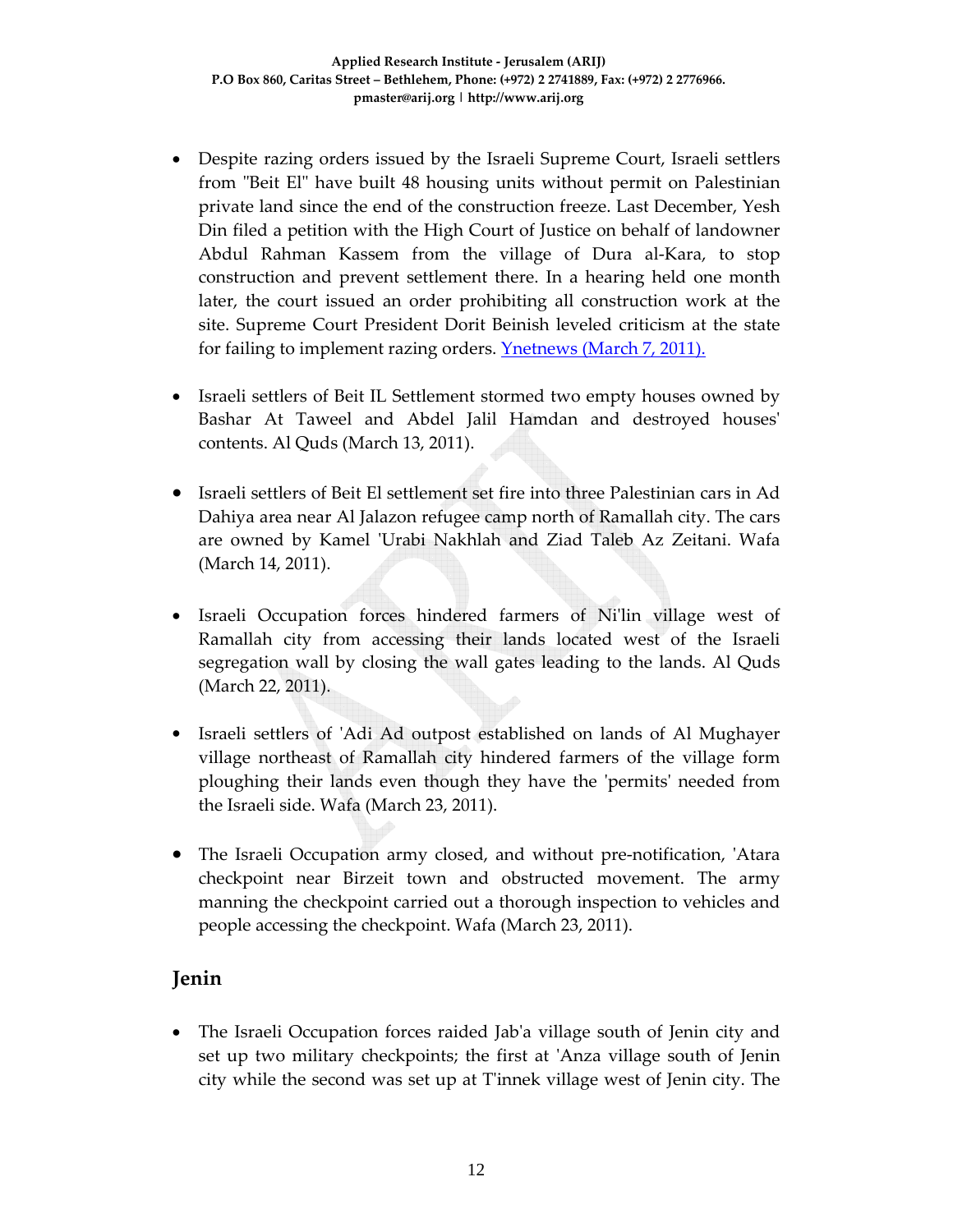- Despite razing orders issued by the Israeli Supreme Court, Israeli settlers from "Beit El" have built 48 housing units without permit on Palestinian private land since the end of the construction freeze. Last December, Yesh Din filed a petition with the High Court of Justice on behalf of landowner Abdul Rahman Kassem from the village of Dura al-Kara, to stop construction and prevent settlement there. In a hearing held one month later, the court issued an order prohibiting all construction work at the site. Supreme Court President Dorit Beinish leveled criticism at the state for failing to implement razing orders. [Ynetnews (March 7, 2011).]

- Israeli settlers of Beit IL Settlement stormed two empty houses owned by Bashar At Taweel and Abdel Jalil Hamdan and destroyed houses' contents. Al Quds (March 13, 2011).

- Israeli settlers of Beit El settlement set fire into three Palestinian cars in Ad Dahiya area near Al Jalazon refugee camp north of Ramallah city. The cars are owned by Kamel 'Urabi Nakhlah and Ziad Taleb Az Zeitani. Wafa (March 14, 2011).

- Israeli Occupation forces hindered farmers of Ni'lin village west of Ramallah city from accessing their lands located west of the Israeli segregation wall by closing the wall gates leading to the lands. Al Quds (March 22, 2011).

- Israeli settlers of 'Adi Ad outpost established on lands of Al Mughayer village northeast of Ramallah city hindered farmers of the village form ploughing their lands even though they have the 'permits' needed from the Israeli side. Wafa (March 23, 2011).

- The Israeli Occupation army closed, and without pre-notification, 'Atara checkpoint near Birzeit town and obstructed movement. The army manning the checkpoint carried out a thorough inspection to vehicles and people accessing the checkpoint. Wafa (March 23, 2011).

## Jenin

- The Israeli Occupation forces raided Jab'a village south of Jenin city and set up two military checkpoints; the first at 'Anza village south of Jenin city while the second was set up at T'innek village west of Jenin city. The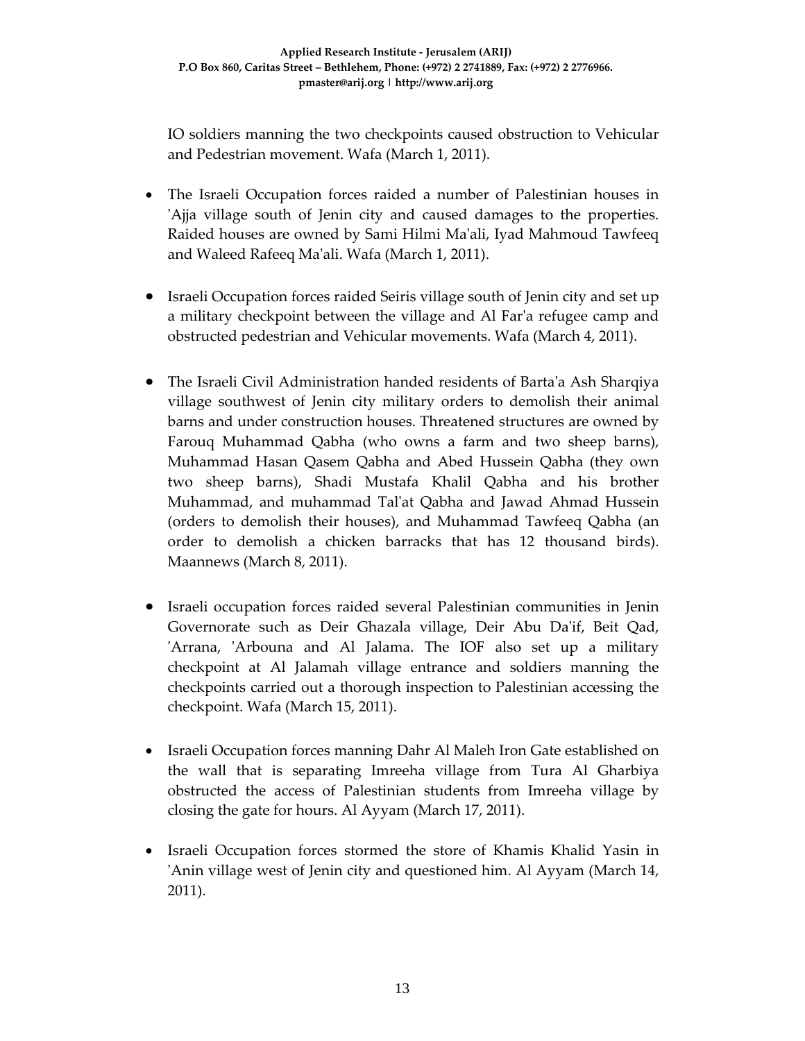IO soldiers manning the two checkpoints caused obstruction to Vehicular and Pedestrian movement. Wafa (March 1, 2011).

- The Israeli Occupation forces raided a number of Palestinian houses in 'Ajja village south of Jenin city and caused damages to the properties. Raided houses are owned by Sami Hilmi Ma'ali, Iyad Mahmoud Tawfeeq and Waleed Rafeeq Ma'ali. Wafa (March 1, 2011).

- Israeli Occupation forces raided Seiris village south of Jenin city and set up a military checkpoint between the village and Al Far'a refugee camp and obstructed pedestrian and Vehicular movements. Wafa (March 4, 2011).

- The Israeli Civil Administration handed residents of Barta'a Ash Sharqiya village southwest of Jenin city military orders to demolish their animal barns and under construction houses. Threatened structures are owned by Farouq Muhammad Qabha (who owns a farm and two sheep barns), Muhammad Hasan Qasem Qabha and Abed Hussein Qabha (they own two sheep barns), Shadi Mustafa Khalil Qabha and his brother Muhammad, and muhammad Tal'at Qabha and Jawad Ahmad Hussein (orders to demolish their houses), and Muhammad Tawfeeq Qabha (an order to demolish a chicken barracks that has 12 thousand birds). Maannews (March 8, 2011).

- Israeli occupation forces raided several Palestinian communities in Jenin Governorate such as Deir Ghazala village, Deir Abu Da'if, Beit Qad, 'Arrana, 'Arbouna and Al Jalama. The IOF also set up a military checkpoint at Al Jalamah village entrance and soldiers manning the checkpoints carried out a thorough inspection to Palestinian accessing the checkpoint. Wafa (March 15, 2011).

- Israeli Occupation forces manning Dahr Al Maleh Iron Gate established on the wall that is separating Imreeha village from Tura Al Gharbiya obstructed the access of Palestinian students from Imreeha village by closing the gate for hours. Al Ayyam (March 17, 2011).

- Israeli Occupation forces stormed the store of Khamis Khalid Yasin in 'Anin village west of Jenin city and questioned him. Al Ayyam (March 14, 2011).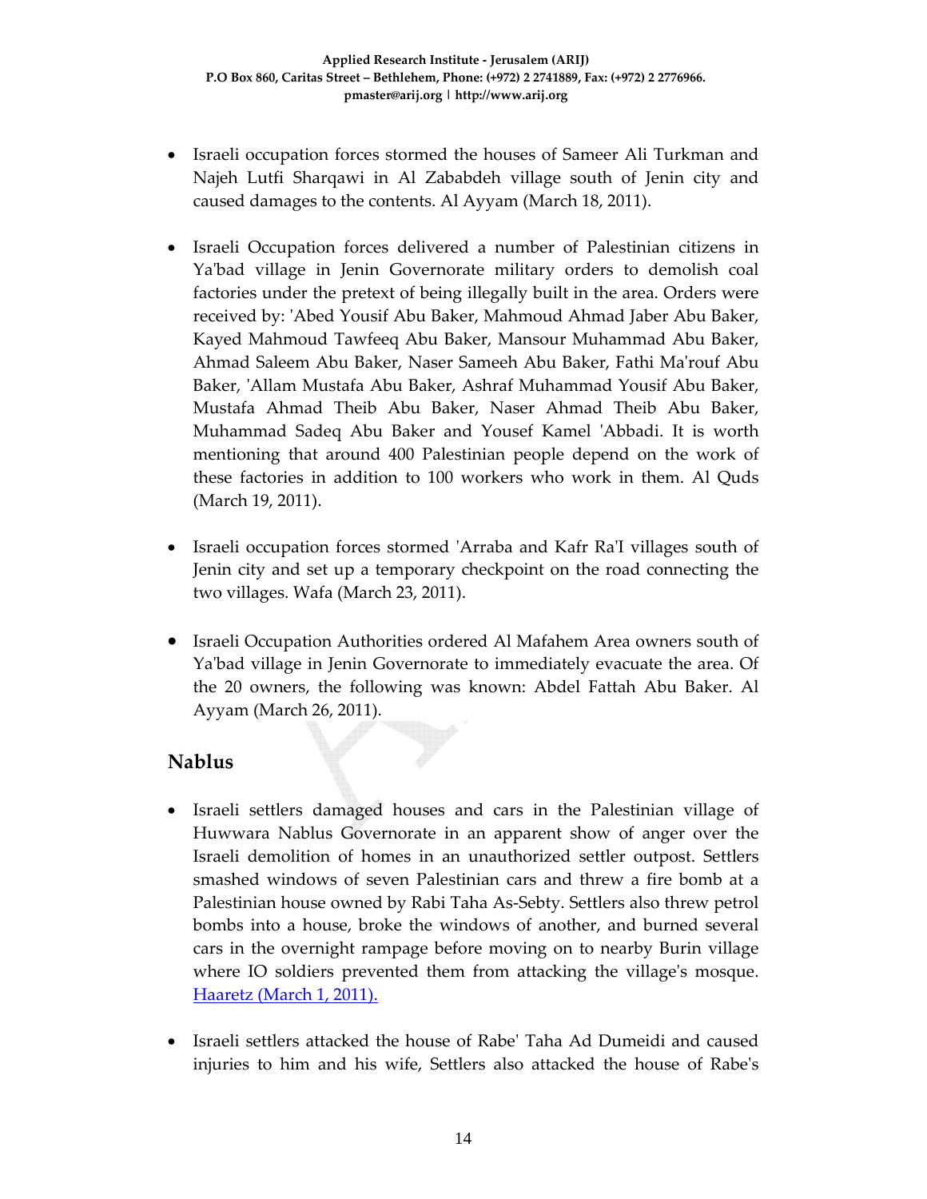- Israeli occupation forces stormed the houses of Sameer Ali Turkman and Najeh Lutfi Sharqawi in Al Zababdeh village south of Jenin city and caused damages to the contents. Al Ayyam (March 18, 2011).

- Israeli Occupation forces delivered a number of Palestinian citizens in Ya'bad village in Jenin Governorate military orders to demolish coal factories under the pretext of being illegally built in the area. Orders were received by: 'Abed Yousif Abu Baker, Mahmoud Ahmad Jaber Abu Baker, Kayed Mahmoud Tawfeeq Abu Baker, Mansour Muhammad Abu Baker, Ahmad Saleem Abu Baker, Naser Sameeh Abu Baker, Fathi Ma'rouf Abu Baker, 'Allam Mustafa Abu Baker, Ashraf Muhammad Yousif Abu Baker, Mustafa Ahmad Theib Abu Baker, Naser Ahmad Theib Abu Baker, Muhammad Sadeq Abu Baker and Yousef Kamel 'Abbadi. It is worth mentioning that around 400 Palestinian people depend on the work of these factories in addition to 100 workers who work in them. Al Quds (March 19, 2011).

- Israeli occupation forces stormed 'Arraba and Kafr Ra'I villages south of Jenin city and set up a temporary checkpoint on the road connecting the two villages. Wafa (March 23, 2011).

- Israeli Occupation Authorities ordered Al Mafahem Area owners south of Ya'bad village in Jenin Governorate to immediately evacuate the area. Of the 20 owners, the following was known: Abdel Fattah Abu Baker. Al Ayyam (March 26, 2011).

## Nablus

- Israeli settlers damaged houses and cars in the Palestinian village of Huwwara Nablus Governorate in an apparent show of anger over the Israeli demolition of homes in an unauthorized settler outpost. Settlers smashed windows of seven Palestinian cars and threw a fire bomb at a Palestinian house owned by Rabi Taha As-Sebty. Settlers also threw petrol bombs into a house, broke the windows of another, and burned several cars in the overnight rampage before moving on to nearby Burin village where IO soldiers prevented them from attacking the village's mosque. Haaretz (March 1, 2011).

- Israeli settlers attacked the house of Rabe' Taha Ad Dumeidi and caused injuries to him and his wife, Settlers also attacked the house of Rabe's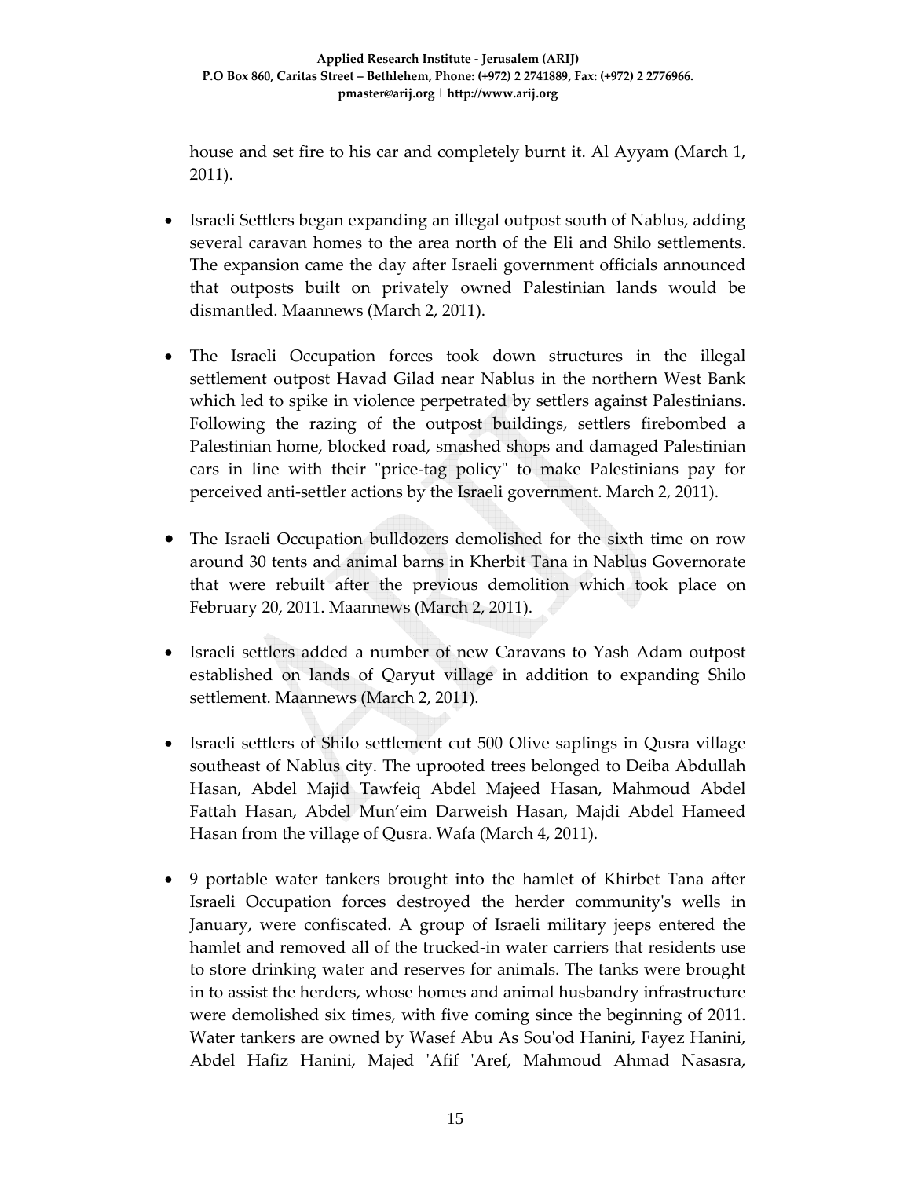house and set fire to his car and completely burnt it. Al Ayyam (March 1, 2011).

- Israeli Settlers began expanding an illegal outpost south of Nablus, adding several caravan homes to the area north of the Eli and Shilo settlements. The expansion came the day after Israeli government officials announced that outposts built on privately owned Palestinian lands would be dismantled. Maannews (March 2, 2011).

- The Israeli Occupation forces took down structures in the illegal settlement outpost Havad Gilad near Nablus in the northern West Bank which led to spike in violence perpetrated by settlers against Palestinians. Following the razing of the outpost buildings, settlers firebombed a Palestinian home, blocked road, smashed shops and damaged Palestinian cars in line with their "price-tag policy" to make Palestinians pay for perceived anti-settler actions by the Israeli government. March 2, 2011).

- The Israeli Occupation bulldozers demolished for the sixth time on row around 30 tents and animal barns in Kherbit Tana in Nablus Governorate that were rebuilt after the previous demolition which took place on February 20, 2011. Maannews (March 2, 2011).

- Israeli settlers added a number of new Caravans to Yash Adam outpost established on lands of Qaryut village in addition to expanding Shilo settlement. Maannews (March 2, 2011).

- Israeli settlers of Shilo settlement cut 500 Olive saplings in Qusra village southeast of Nablus city. The uprooted trees belonged to Deiba Abdullah Hasan, Abdel Majid Tawfeiq Abdel Majeed Hasan, Mahmoud Abdel Fattah Hasan, Abdel Mun'eim Darweish Hasan, Majdi Abdel Hameed Hasan from the village of Qusra. Wafa (March 4, 2011).

- 9 portable water tankers brought into the hamlet of Khirbet Tana after Israeli Occupation forces destroyed the herder community's wells in January, were confiscated. A group of Israeli military jeeps entered the hamlet and removed all of the trucked-in water carriers that residents use to store drinking water and reserves for animals. The tanks were brought in to assist the herders, whose homes and animal husbandry infrastructure were demolished six times, with five coming since the beginning of 2011. Water tankers are owned by Wasef Abu As Sou'od Hanini, Fayez Hanini, Abdel Hafiz Hanini, Majed 'Afif 'Aref, Mahmoud Ahmad Nasasra,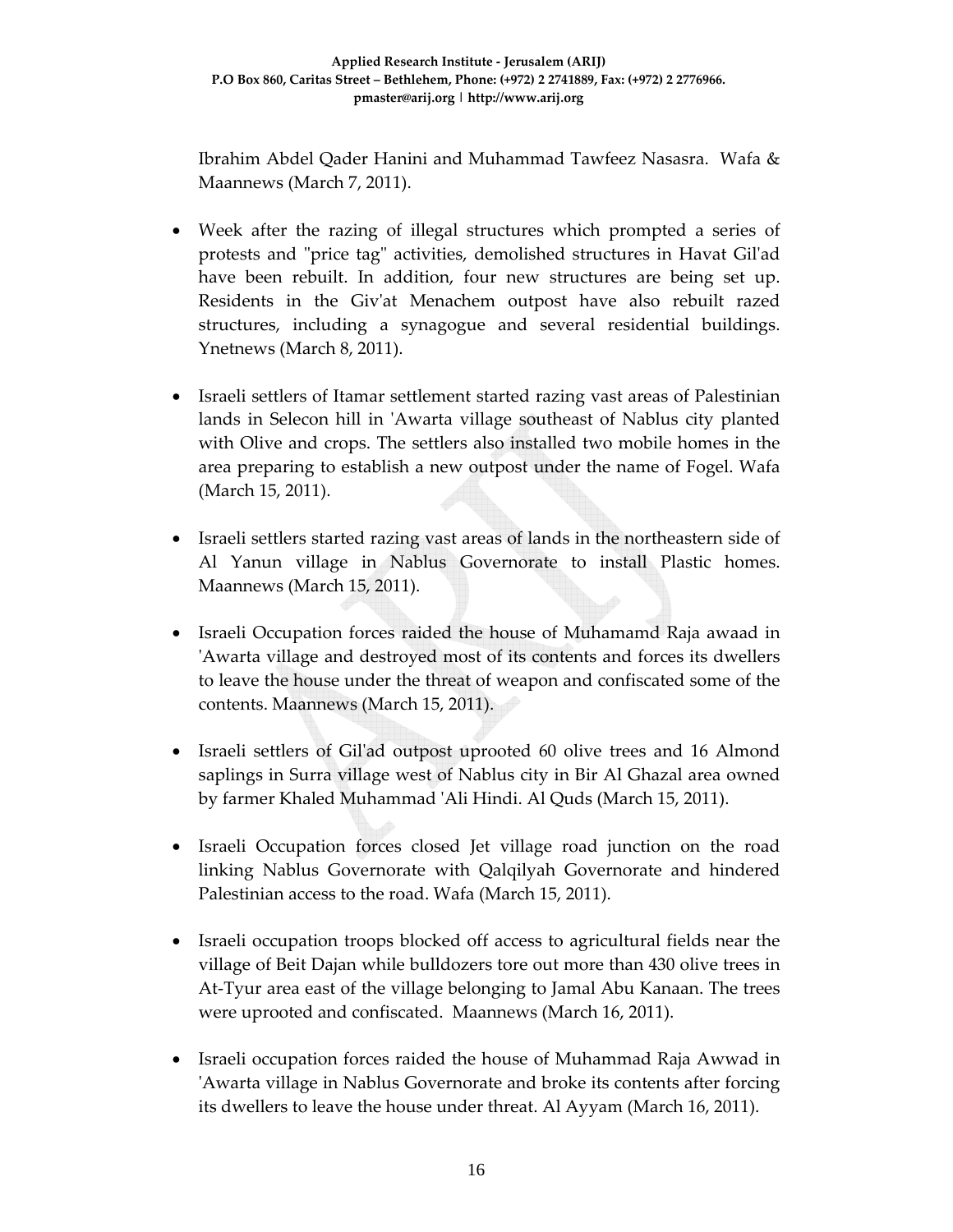Ibrahim Abdel Qader Hanini and Muhammad Tawfeez Nasasra. Wafa & Maannews (March 7, 2011).

- Week after the razing of illegal structures which prompted a series of protests and "price tag" activities, demolished structures in Havat Gil'ad have been rebuilt. In addition, four new structures are being set up. Residents in the Giv'at Menachem outpost have also rebuilt razed structures, including a synagogue and several residential buildings. Ynetnews (March 8, 2011).

- Israeli settlers of Itamar settlement started razing vast areas of Palestinian lands in Selecon hill in 'Awarta village southeast of Nablus city planted with Olive and crops. The settlers also installed two mobile homes in the area preparing to establish a new outpost under the name of Fogel. Wafa (March 15, 2011).

- Israeli settlers started razing vast areas of lands in the northeastern side of Al Yanun village in Nablus Governorate to install Plastic homes. Maannews (March 15, 2011).

- Israeli Occupation forces raided the house of Muhamamd Raja awaad in 'Awarta village and destroyed most of its contents and forces its dwellers to leave the house under the threat of weapon and confiscated some of the contents. Maannews (March 15, 2011).

- Israeli settlers of Gil'ad outpost uprooted 60 olive trees and 16 Almond saplings in Surra village west of Nablus city in Bir Al Ghazal area owned by farmer Khaled Muhammad 'Ali Hindi. Al Quds (March 15, 2011).

- Israeli Occupation forces closed Jet village road junction on the road linking Nablus Governorate with Qalqilyah Governorate and hindered Palestinian access to the road. Wafa (March 15, 2011).

- Israeli occupation troops blocked off access to agricultural fields near the village of Beit Dajan while bulldozers tore out more than 430 olive trees in At-Tyur area east of the village belonging to Jamal Abu Kanaan. The trees were uprooted and confiscated. Maannews (March 16, 2011).

- Israeli occupation forces raided the house of Muhammad Raja Awwad in 'Awarta village in Nablus Governorate and broke its contents after forcing its dwellers to leave the house under threat. Al Ayyam (March 16, 2011).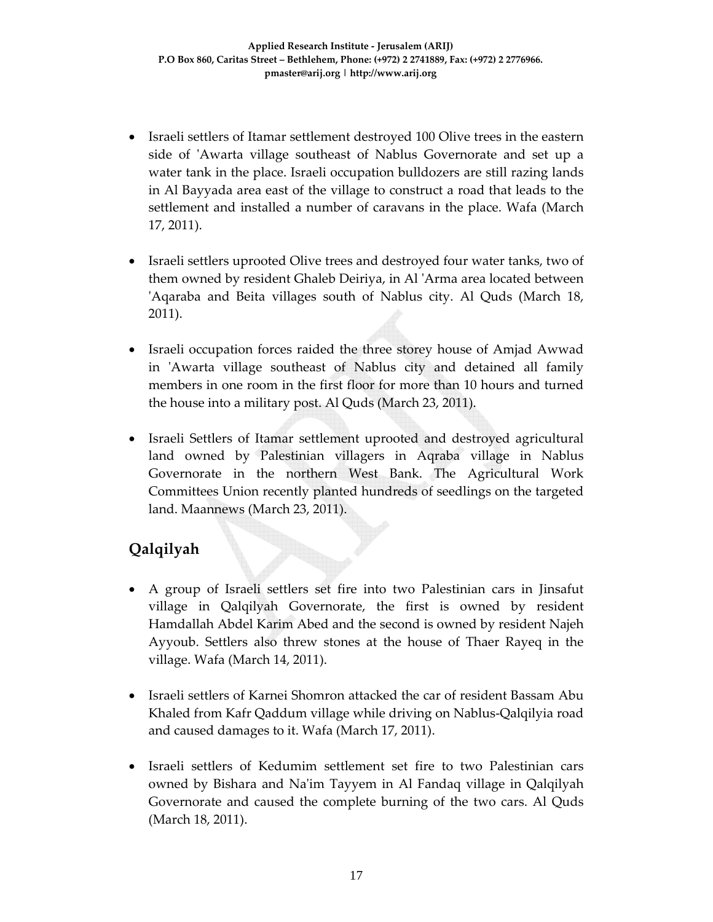- Israeli settlers of Itamar settlement destroyed 100 Olive trees in the eastern side of 'Awarta village southeast of Nablus Governorate and set up a water tank in the place. Israeli occupation bulldozers are still razing lands in Al Bayyada area east of the village to construct a road that leads to the settlement and installed a number of caravans in the place. Wafa (March 17, 2011).

- Israeli settlers uprooted Olive trees and destroyed four water tanks, two of them owned by resident Ghaleb Deiriya, in Al 'Arma area located between 'Aqaraba and Beita villages south of Nablus city. Al Quds (March 18, 2011).

- Israeli occupation forces raided the three storey house of Amjad Awwad in 'Awarta village southeast of Nablus city and detained all family members in one room in the first floor for more than 10 hours and turned the house into a military post. Al Quds (March 23, 2011).

- Israeli Settlers of Itamar settlement uprooted and destroyed agricultural land owned by Palestinian villagers in Aqraba village in Nablus Governorate in the northern West Bank. The Agricultural Work Committees Union recently planted hundreds of seedlings on the targeted land. Maannews (March 23, 2011).

## Qalqilyah

- A group of Israeli settlers set fire into two Palestinian cars in Jinsafut village in Qalqilyah Governorate, the first is owned by resident Hamdallah Abdel Karim Abed and the second is owned by resident Najeh Ayyoub. Settlers also threw stones at the house of Thaer Rayeq in the village. Wafa (March 14, 2011).

- Israeli settlers of Karnei Shomron attacked the car of resident Bassam Abu Khaled from Kafr Qaddum village while driving on Nablus-Qalqilyia road and caused damages to it. Wafa (March 17, 2011).

- Israeli settlers of Kedumim settlement set fire to two Palestinian cars owned by Bishara and Na'im Tayyem in Al Fandaq village in Qalqilyah Governorate and caused the complete burning of the two cars. Al Quds (March 18, 2011).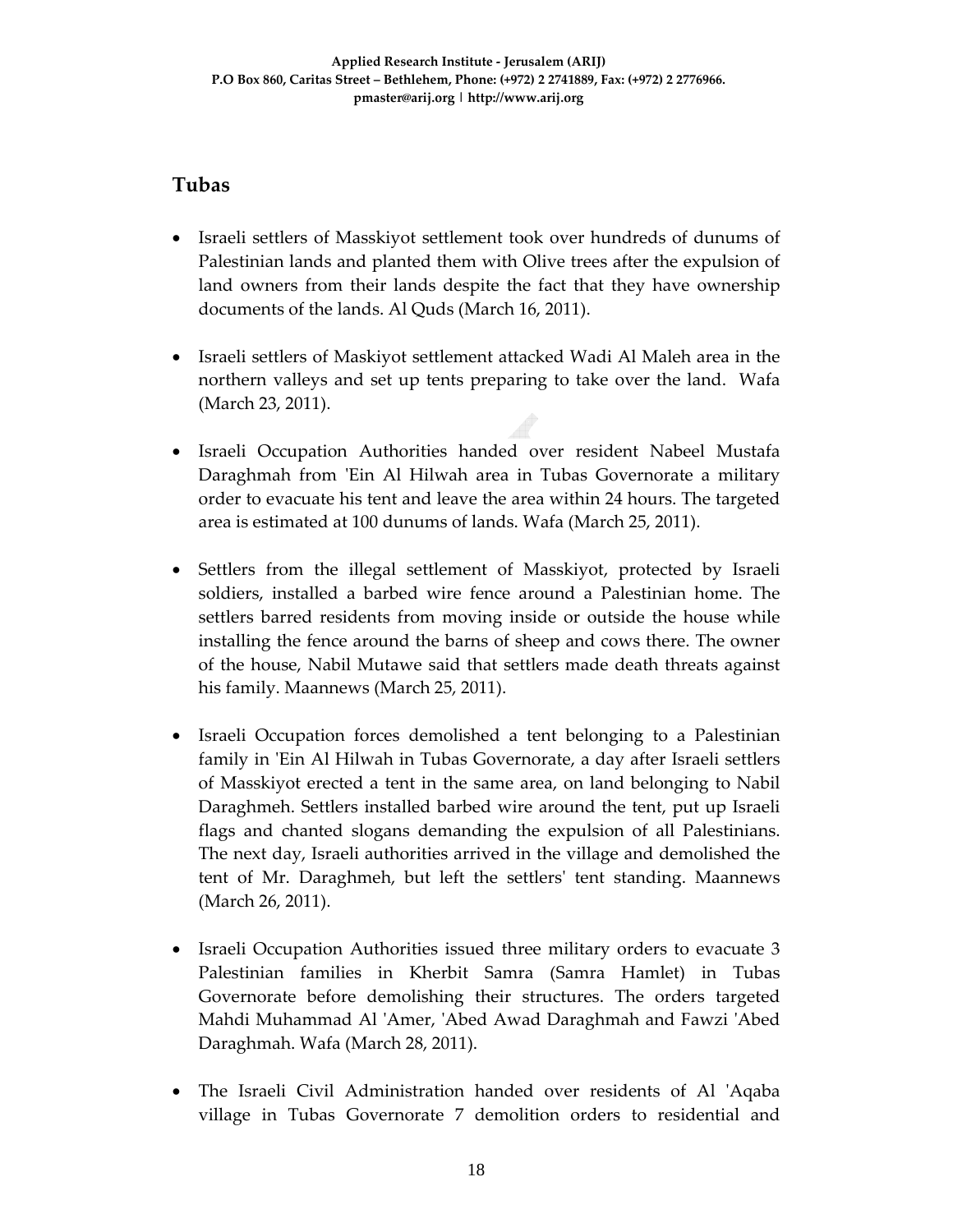## Tubas

- Israeli settlers of Masskiyot settlement took over hundreds of dunums of Palestinian lands and planted them with Olive trees after the expulsion of land owners from their lands despite the fact that they have ownership documents of the lands. Al Quds (March 16, 2011).

- Israeli settlers of Maskiyot settlement attacked Wadi Al Maleh area in the northern valleys and set up tents preparing to take over the land. Wafa (March 23, 2011).

- Israeli Occupation Authorities handed over resident Nabeel Mustafa Daraghmah from 'Ein Al Hilwah area in Tubas Governorate a military order to evacuate his tent and leave the area within 24 hours. The targeted area is estimated at 100 dunums of lands. Wafa (March 25, 2011).

- Settlers from the illegal settlement of Masskiyot, protected by Israeli soldiers, installed a barbed wire fence around a Palestinian home. The settlers barred residents from moving inside or outside the house while installing the fence around the barns of sheep and cows there. The owner of the house, Nabil Mutawe said that settlers made death threats against his family. Maannews (March 25, 2011).

- Israeli Occupation forces demolished a tent belonging to a Palestinian family in 'Ein Al Hilwah in Tubas Governorate, a day after Israeli settlers of Masskiyot erected a tent in the same area, on land belonging to Nabil Daraghmeh. Settlers installed barbed wire around the tent, put up Israeli flags and chanted slogans demanding the expulsion of all Palestinians. The next day, Israeli authorities arrived in the village and demolished the tent of Mr. Daraghmeh, but left the settlers' tent standing. Maannews (March 26, 2011).

- Israeli Occupation Authorities issued three military orders to evacuate 3 Palestinian families in Kherbit Samra (Samra Hamlet) in Tubas Governorate before demolishing their structures. The orders targeted Mahdi Muhammad Al 'Amer, 'Abed Awad Daraghmah and Fawzi 'Abed Daraghmah. Wafa (March 28, 2011).

- The Israeli Civil Administration handed over residents of Al 'Aqaba village in Tubas Governorate 7 demolition orders to residential and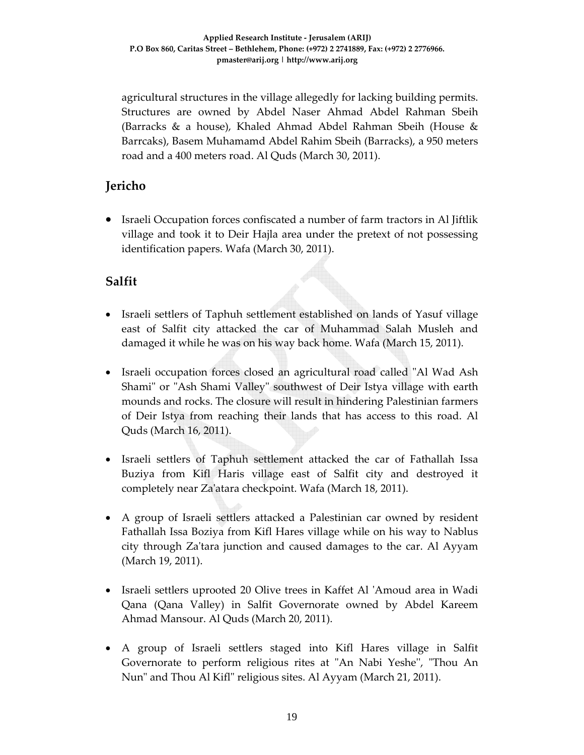agricultural structures in the village allegedly for lacking building permits. Structures are owned by Abdel Naser Ahmad Abdel Rahman Sbeih (Barracks & a house), Khaled Ahmad Abdel Rahman Sbeih (House & Barrcaks), Basem Muhamamd Abdel Rahim Sbeih (Barracks), a 950 meters road and a 400 meters road. Al Quds (March 30, 2011).

## Jericho

- Israeli Occupation forces confiscated a number of farm tractors in Al Jiftlik village and took it to Deir Hajla area under the pretext of not possessing identification papers. Wafa (March 30, 2011).

## Salfit

- Israeli settlers of Taphuh settlement established on lands of Yasuf village east of Salfit city attacked the car of Muhammad Salah Musleh and damaged it while he was on his way back home. Wafa (March 15, 2011).

- Israeli occupation forces closed an agricultural road called "Al Wad Ash Shami" or "Ash Shami Valley" southwest of Deir Istya village with earth mounds and rocks. The closure will result in hindering Palestinian farmers of Deir Istya from reaching their lands that has access to this road. Al Quds (March 16, 2011).

- Israeli settlers of Taphuh settlement attacked the car of Fathallah Issa Buziya from Kifl Haris village east of Salfit city and destroyed it completely near Za'atara checkpoint. Wafa (March 18, 2011).

- A group of Israeli settlers attacked a Palestinian car owned by resident Fathallah Issa Boziya from Kifl Hares village while on his way to Nablus city through Za'tara junction and caused damages to the car. Al Ayyam (March 19, 2011).

- Israeli settlers uprooted 20 Olive trees in Kaffet Al 'Amoud area in Wadi Qana (Qana Valley) in Salfit Governorate owned by Abdel Kareem Ahmad Mansour. Al Quds (March 20, 2011).

- A group of Israeli settlers staged into Kifl Hares village in Salfit Governorate to perform religious rites at "An Nabi Yeshe", "Thou An Nun" and Thou Al Kifl" religious sites. Al Ayyam (March 21, 2011).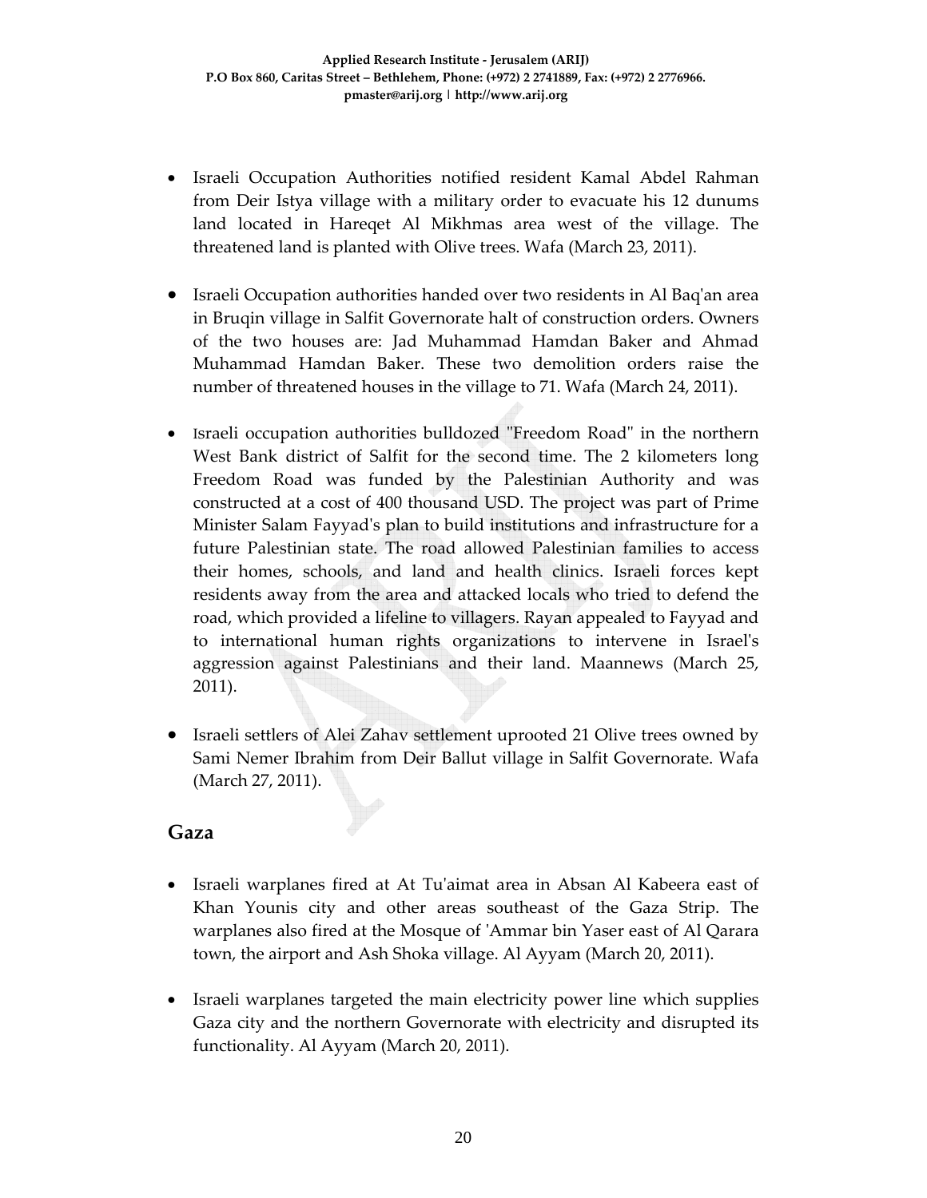- Israeli Occupation Authorities notified resident Kamal Abdel Rahman from Deir Istya village with a military order to evacuate his 12 dunums land located in Hareqet Al Mikhmas area west of the village. The threatened land is planted with Olive trees. Wafa (March 23, 2011).

- Israeli Occupation authorities handed over two residents in Al Baq'an area in Bruqin village in Salfit Governorate halt of construction orders. Owners of the two houses are: Jad Muhammad Hamdan Baker and Ahmad Muhammad Hamdan Baker. These two demolition orders raise the number of threatened houses in the village to 71. Wafa (March 24, 2011).

- Israeli occupation authorities bulldozed "Freedom Road" in the northern West Bank district of Salfit for the second time. The 2 kilometers long Freedom Road was funded by the Palestinian Authority and was constructed at a cost of 400 thousand USD. The project was part of Prime Minister Salam Fayyad's plan to build institutions and infrastructure for a future Palestinian state. The road allowed Palestinian families to access their homes, schools, and land and health clinics. Israeli forces kept residents away from the area and attacked locals who tried to defend the road, which provided a lifeline to villagers. Rayan appealed to Fayyad and to international human rights organizations to intervene in Israel's aggression against Palestinians and their land. Maannews (March 25, 2011).

- Israeli settlers of Alei Zahav settlement uprooted 21 Olive trees owned by Sami Nemer Ibrahim from Deir Ballut village in Salfit Governorate. Wafa (March 27, 2011).

## Gaza

- Israeli warplanes fired at At Tu'aimat area in Absan Al Kabeera east of Khan Younis city and other areas southeast of the Gaza Strip. The warplanes also fired at the Mosque of 'Ammar bin Yaser east of Al Qarara town, the airport and Ash Shoka village. Al Ayyam (March 20, 2011).

- Israeli warplanes targeted the main electricity power line which supplies Gaza city and the northern Governorate with electricity and disrupted its functionality. Al Ayyam (March 20, 2011).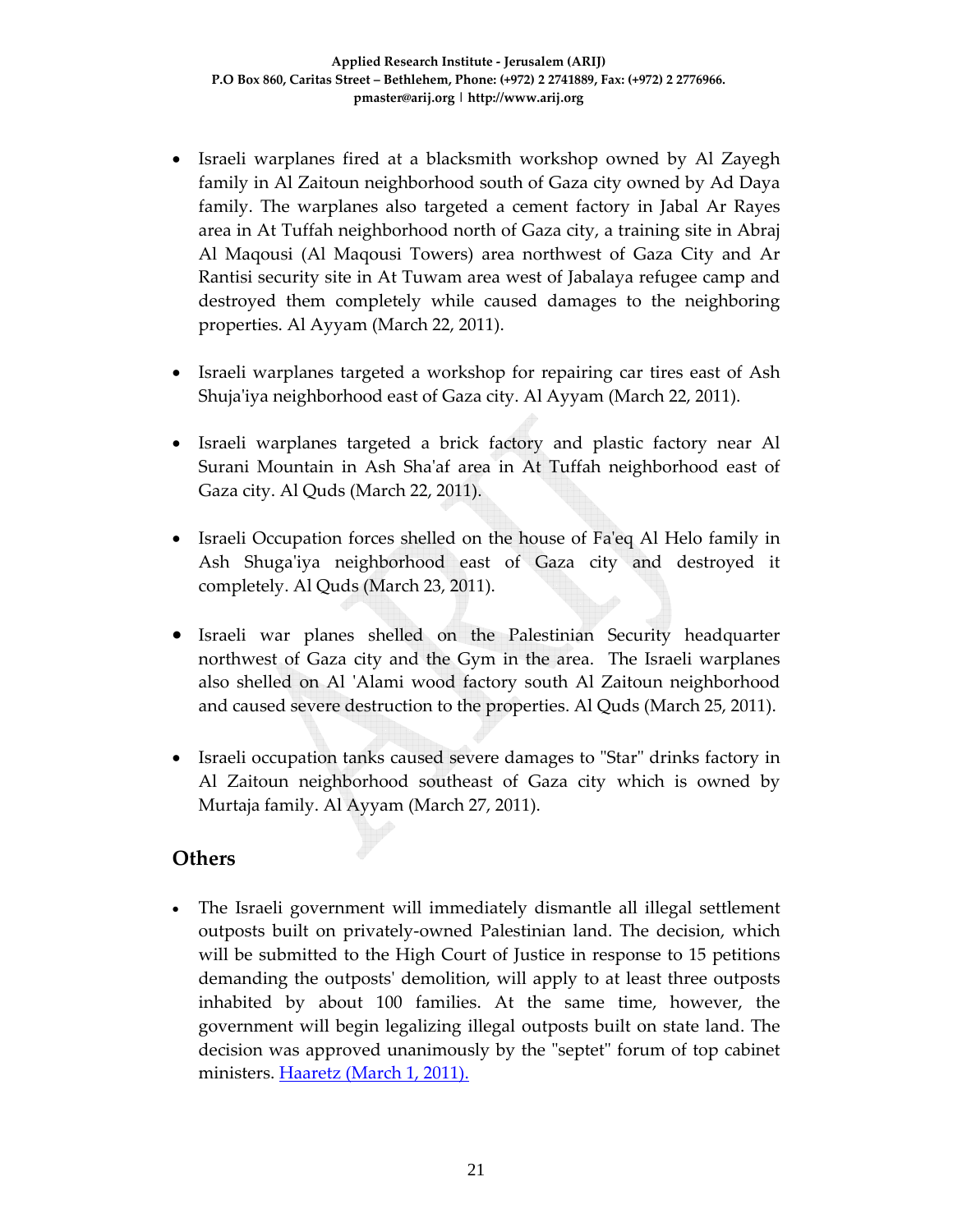- Israeli warplanes fired at a blacksmith workshop owned by Al Zayegh family in Al Zaitoun neighborhood south of Gaza city owned by Ad Daya family. The warplanes also targeted a cement factory in Jabal Ar Rayes area in At Tuffah neighborhood north of Gaza city, a training site in Abraj Al Maqousi (Al Maqousi Towers) area northwest of Gaza City and Ar Rantisi security site in At Tuwam area west of Jabalaya refugee camp and destroyed them completely while caused damages to the neighboring properties. Al Ayyam (March 22, 2011).

- Israeli warplanes targeted a workshop for repairing car tires east of Ash Shuja'iya neighborhood east of Gaza city. Al Ayyam (March 22, 2011).

- Israeli warplanes targeted a brick factory and plastic factory near Al Surani Mountain in Ash Sha'af area in At Tuffah neighborhood east of Gaza city. Al Quds (March 22, 2011).

- Israeli Occupation forces shelled on the house of Fa'eq Al Helo family in Ash Shuga'iya neighborhood east of Gaza city and destroyed it completely. Al Quds (March 23, 2011).

- Israeli war planes shelled on the Palestinian Security headquarter northwest of Gaza city and the Gym in the area. The Israeli warplanes also shelled on Al 'Alami wood factory south Al Zaitoun neighborhood and caused severe destruction to the properties. Al Quds (March 25, 2011).

- Israeli occupation tanks caused severe damages to "Star" drinks factory in Al Zaitoun neighborhood southeast of Gaza city which is owned by Murtaja family. Al Ayyam (March 27, 2011).

## Others

- The Israeli government will immediately dismantle all illegal settlement outposts built on privately-owned Palestinian land. The decision, which will be submitted to the High Court of Justice in response to 15 petitions demanding the outposts' demolition, will apply to at least three outposts inhabited by about 100 families. At the same time, however, the government will begin legalizing illegal outposts built on state land. The decision was approved unanimously by the "septet" forum of top cabinet ministers. Haaretz (March 1, 2011).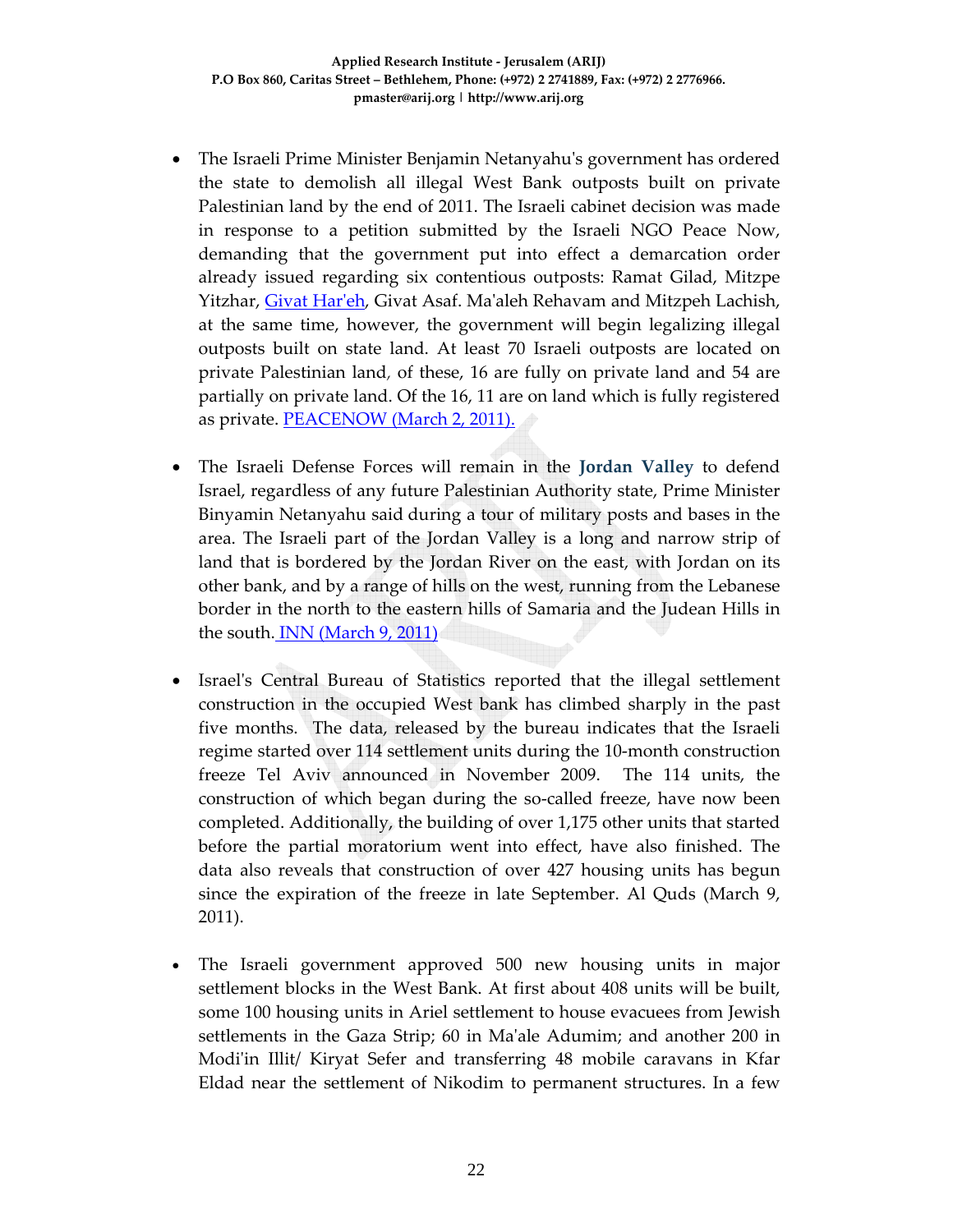- The Israeli Prime Minister Benjamin Netanyahu's government has ordered the state to demolish all illegal West Bank outposts built on private Palestinian land by the end of 2011. The Israeli cabinet decision was made in response to a petition submitted by the Israeli NGO Peace Now, demanding that the government put into effect a demarcation order already issued regarding six contentious outposts: Ramat Gilad, Mitzpe Yitzhar, Givat Har'eh, Givat Asaf. Ma'aleh Rehavam and Mitzpeh Lachish, at the same time, however, the government will begin legalizing illegal outposts built on state land. At least 70 Israeli outposts are located on private Palestinian land, of these, 16 are fully on private land and 54 are partially on private land. Of the 16, 11 are on land which is fully registered as private. PEACENOW (March 2, 2011).

- The Israeli Defense Forces will remain in the **Jordan Valley** to defend Israel, regardless of any future Palestinian Authority state, Prime Minister Binyamin Netanyahu said during a tour of military posts and bases in the area. The Israeli part of the Jordan Valley is a long and narrow strip of land that is bordered by the Jordan River on the east, with Jordan on its other bank, and by a range of hills on the west, running from the Lebanese border in the north to the eastern hills of Samaria and the Judean Hills in the south. INN (March 9, 2011)

- Israel's Central Bureau of Statistics reported that the illegal settlement construction in the occupied West bank has climbed sharply in the past five months. The data, released by the bureau indicates that the Israeli regime started over 114 settlement units during the 10-month construction freeze Tel Aviv announced in November 2009. The 114 units, the construction of which began during the so-called freeze, have now been completed. Additionally, the building of over 1,175 other units that started before the partial moratorium went into effect, have also finished. The data also reveals that construction of over 427 housing units has begun since the expiration of the freeze in late September. Al Quds (March 9, 2011).

- The Israeli government approved 500 new housing units in major settlement blocks in the West Bank. At first about 408 units will be built, some 100 housing units in Ariel settlement to house evacuees from Jewish settlements in the Gaza Strip; 60 in Ma'ale Adumim; and another 200 in Modi'in Illit/ Kiryat Sefer and transferring 48 mobile caravans in Kfar Eldad near the settlement of Nikodim to permanent structures. In a few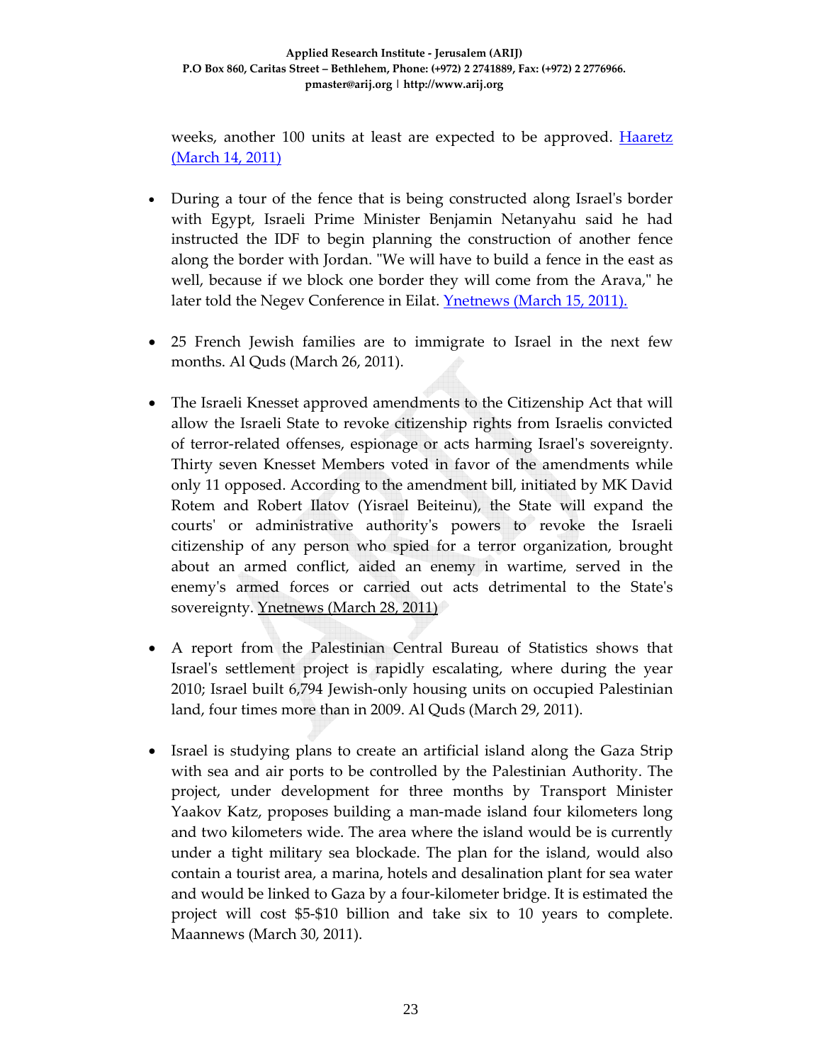weeks, another 100 units at least are expected to be approved. Haaretz (March 14, 2011)

- During a tour of the fence that is being constructed along Israel's border with Egypt, Israeli Prime Minister Benjamin Netanyahu said he had instructed the IDF to begin planning the construction of another fence along the border with Jordan. "We will have to build a fence in the east as well, because if we block one border they will come from the Arava," he later told the Negev Conference in Eilat. Ynetnews (March 15, 2011).

- 25 French Jewish families are to immigrate to Israel in the next few months. Al Quds (March 26, 2011).

- The Israeli Knesset approved amendments to the Citizenship Act that will allow the Israeli State to revoke citizenship rights from Israelis convicted of terror-related offenses, espionage or acts harming Israel's sovereignty. Thirty seven Knesset Members voted in favor of the amendments while only 11 opposed. According to the amendment bill, initiated by MK David Rotem and Robert Ilatov (Yisrael Beiteinu), the State will expand the courts' or administrative authority's powers to revoke the Israeli citizenship of any person who spied for a terror organization, brought about an armed conflict, aided an enemy in wartime, served in the enemy's armed forces or carried out acts detrimental to the State's sovereignty. Ynetnews (March 28, 2011)

- A report from the Palestinian Central Bureau of Statistics shows that Israel's settlement project is rapidly escalating, where during the year 2010; Israel built 6,794 Jewish-only housing units on occupied Palestinian land, four times more than in 2009. Al Quds (March 29, 2011).

- Israel is studying plans to create an artificial island along the Gaza Strip with sea and air ports to be controlled by the Palestinian Authority. The project, under development for three months by Transport Minister Yaakov Katz, proposes building a man-made island four kilometers long and two kilometers wide. The area where the island would be is currently under a tight military sea blockade. The plan for the island, would also contain a tourist area, a marina, hotels and desalination plant for sea water and would be linked to Gaza by a four-kilometer bridge. It is estimated the project will cost $5-$10 billion and take six to 10 years to complete. Maannews (March 30, 2011).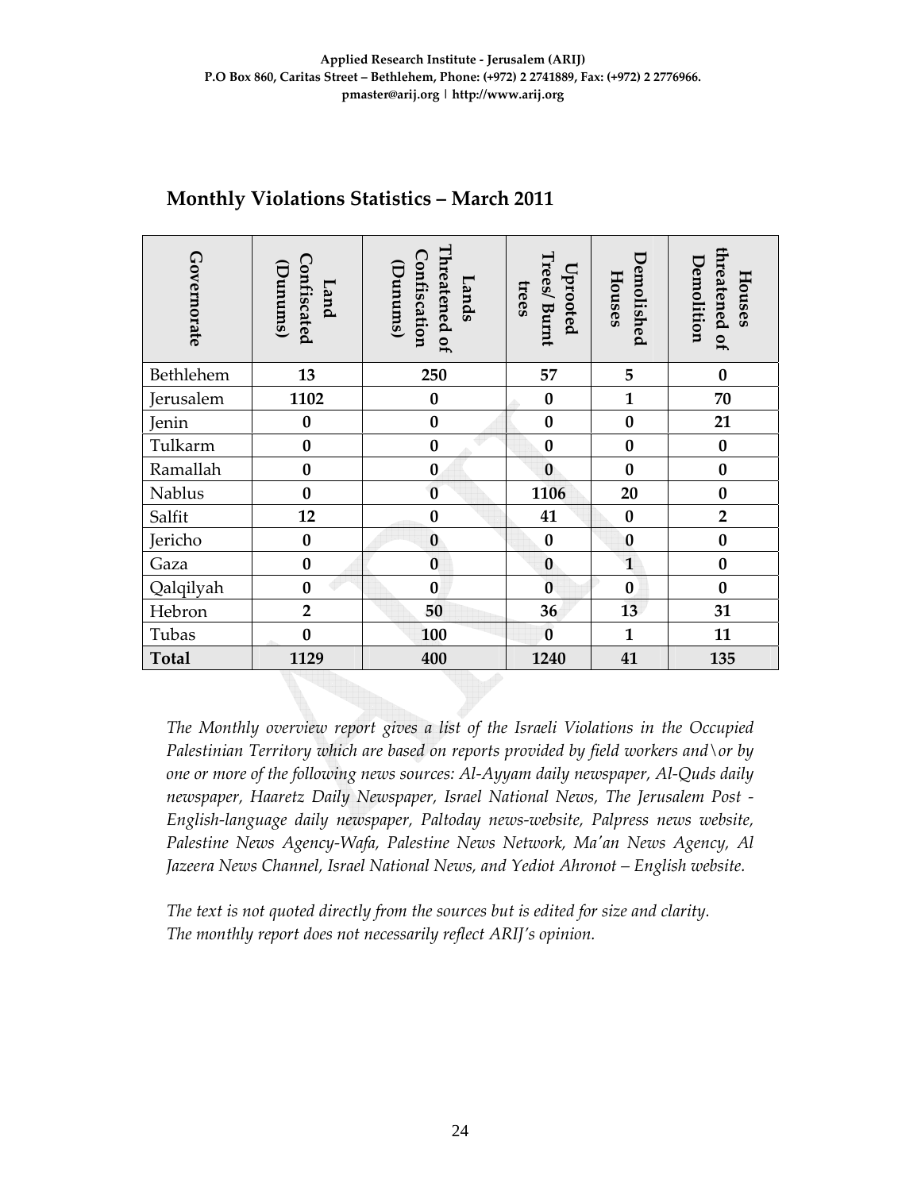## Monthly Violations Statistics – March 2011

| Governorate | Land Confiscated (Dunums) | Lands Threatened of Confiscation (Dunums) | Uprooted Trees/ Burnt trees | Demolished Houses | Houses threatened of Demolition |
|---|---|---|---|---|---|
| Bethlehem | **13** | **250** | **57** | **5** | **0** |
| Jerusalem | **1102** | **0** | **0** | **1** | **70** |
| Jenin | **0** | **0** | **0** | **0** | **21** |
| Tulkarm | **0** | **0** | **0** | **0** | **0** |
| Ramallah | **0** | **0** | **0** | **0** | **0** |
| Nablus | **0** | **0** | **1106** | **20** | **0** |
| Salfit | **12** | **0** | **41** | **0** | **2** |
| Jericho | **0** | **0** | **0** | **0** | **0** |
| Gaza | **0** | **0** | **0** | **1** | **0** |
| Qalqilyah | **0** | **0** | **0** | **0** | **0** |
| Hebron | **2** | **50** | **36** | **13** | **31** |
| Tubas | **0** | **100** | **0** | **1** | **11** |
| **Total** | **1129** | **400** | **1240** | **41** | **135** |

*The Monthly overview report gives a list of the Israeli Violations in the Occupied Palestinian Territory which are based on reports provided by field workers and\or by one or more of the following news sources: Al-Ayyam daily newspaper, Al-Quds daily newspaper, Haaretz Daily Newspaper, Israel National News, The Jerusalem Post - English-language daily newspaper, Paltoday news-website, Palpress news website, Palestine News Agency-Wafa, Palestine News Network, Ma'an News Agency, Al Jazeera News Channel, Israel National News, and Yediot Ahronot – English website.*

*The text is not quoted directly from the sources but is edited for size and clarity. The monthly report does not necessarily reflect ARIJ's opinion.*